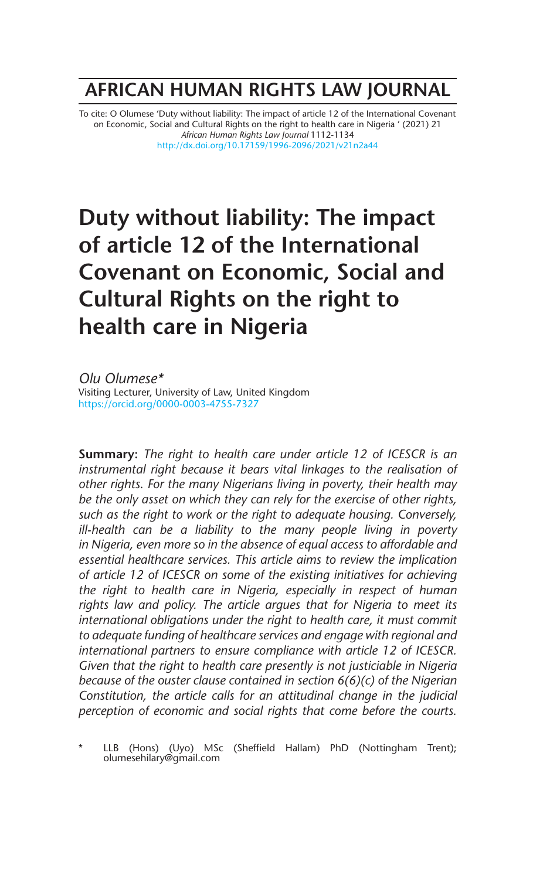# AFRICAN HUMAN RIGHTS LAW JOURNAL

To cite: O Olumese 'Duty without liability: The impact of article 12 of the International Covenant on Economic, Social and Cultural Rights on the right to health care in Nigeria ' (2021) 21 *African Human Rights Law Journal* 1112-1134
http://dx.doi.org/10.17159/1996-2096/2021/v21n2a44

# Duty without liability: The impact of article 12 of the International Covenant on Economic, Social and Cultural Rights on the right to health care in Nigeria

*Olu Olumese\**
Visiting Lecturer, University of Law, United Kingdom
https://orcid.org/0000-0003-4755-7327

**Summary:** *The right to health care under article 12 of ICESCR is an instrumental right because it bears vital linkages to the realisation of other rights. For the many Nigerians living in poverty, their health may be the only asset on which they can rely for the exercise of other rights, such as the right to work or the right to adequate housing. Conversely, ill-health can be a liability to the many people living in poverty in Nigeria, even more so in the absence of equal access to affordable and essential healthcare services. This article aims to review the implication of article 12 of ICESCR on some of the existing initiatives for achieving the right to health care in Nigeria, especially in respect of human rights law and policy. The article argues that for Nigeria to meet its international obligations under the right to health care, it must commit to adequate funding of healthcare services and engage with regional and international partners to ensure compliance with article 12 of ICESCR. Given that the right to health care presently is not justiciable in Nigeria because of the ouster clause contained in section 6(6)(c) of the Nigerian Constitution, the article calls for an attitudinal change in the judicial perception of economic and social rights that come before the courts.*

\* LLB (Hons) (Uyo) MSc (Sheffield Hallam) PhD (Nottingham Trent); olumesehilary@gmail.com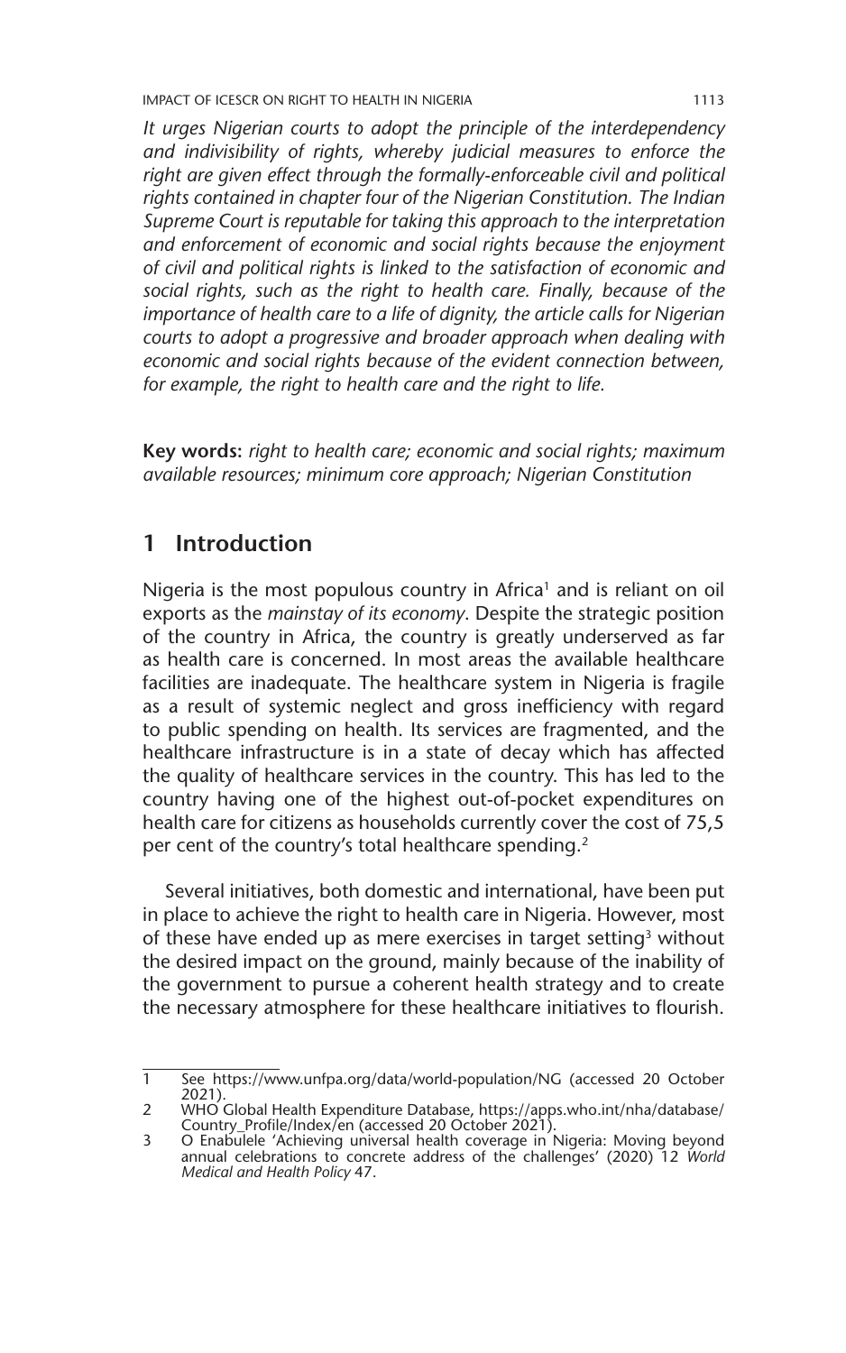*It urges Nigerian courts to adopt the principle of the interdependency and indivisibility of rights, whereby judicial measures to enforce the right are given effect through the formally-enforceable civil and political rights contained in chapter four of the Nigerian Constitution. The Indian Supreme Court is reputable for taking this approach to the interpretation and enforcement of economic and social rights because the enjoyment of civil and political rights is linked to the satisfaction of economic and social rights, such as the right to health care. Finally, because of the importance of health care to a life of dignity, the article calls for Nigerian courts to adopt a progressive and broader approach when dealing with economic and social rights because of the evident connection between, for example, the right to health care and the right to life.*

**Key words:** *right to health care; economic and social rights; maximum available resources; minimum core approach; Nigerian Constitution*

## 1 Introduction

Nigeria is the most populous country in Africa[1] and is reliant on oil exports as the *mainstay of its economy*. Despite the strategic position of the country in Africa, the country is greatly underserved as far as health care is concerned. In most areas the available healthcare facilities are inadequate. The healthcare system in Nigeria is fragile as a result of systemic neglect and gross inefficiency with regard to public spending on health. Its services are fragmented, and the healthcare infrastructure is in a state of decay which has affected the quality of healthcare services in the country. This has led to the country having one of the highest out-of-pocket expenditures on health care for citizens as households currently cover the cost of 75,5 per cent of the country's total healthcare spending.[2]

Several initiatives, both domestic and international, have been put in place to achieve the right to health care in Nigeria. However, most of these have ended up as mere exercises in target setting[3] without the desired impact on the ground, mainly because of the inability of the government to pursue a coherent health strategy and to create the necessary atmosphere for these healthcare initiatives to flourish.

---

1 See https://www.unfpa.org/data/world-population/NG (accessed 20 October 2021).

2 WHO Global Health Expenditure Database, https://apps.who.int/nha/database/Country_Profile/Index/en (accessed 20 October 2021).

3 O Enabulele 'Achieving universal health coverage in Nigeria: Moving beyond annual celebrations to concrete address of the challenges' (2020) 12 *World Medical and Health Policy* 47.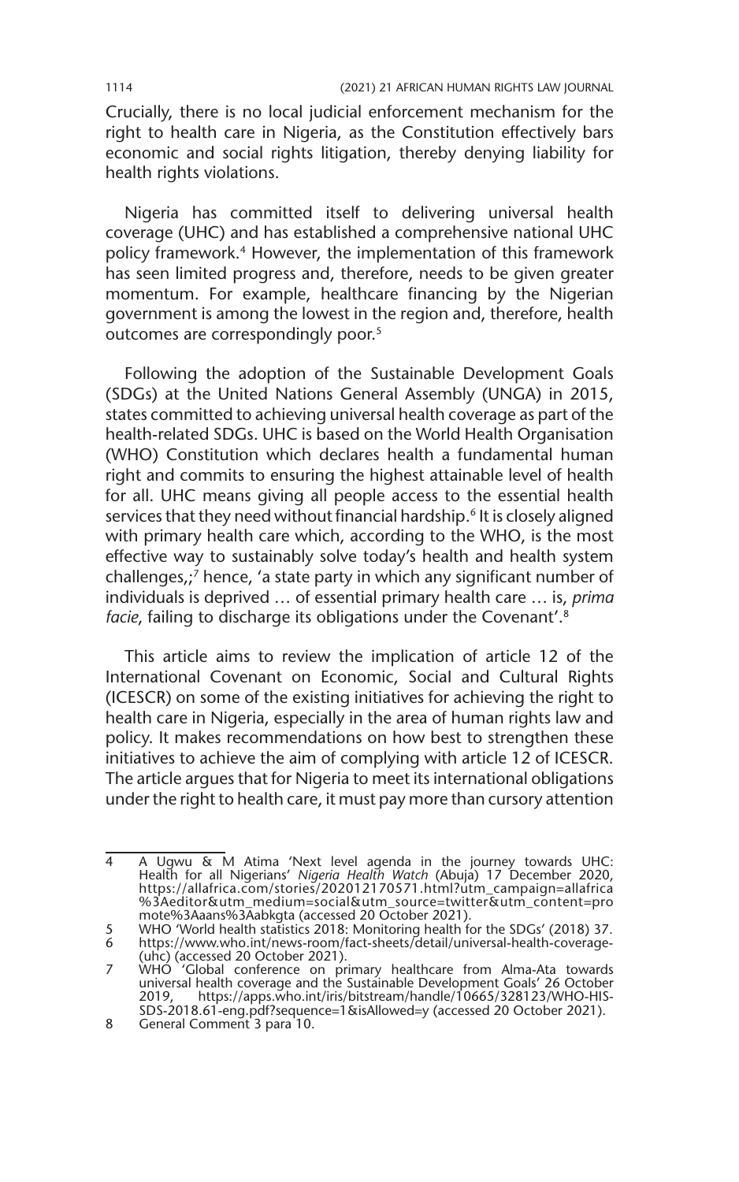Crucially, there is no local judicial enforcement mechanism for the right to health care in Nigeria, as the Constitution effectively bars economic and social rights litigation, thereby denying liability for health rights violations.

Nigeria has committed itself to delivering universal health coverage (UHC) and has established a comprehensive national UHC policy framework.[4] However, the implementation of this framework has seen limited progress and, therefore, needs to be given greater momentum. For example, healthcare financing by the Nigerian government is among the lowest in the region and, therefore, health outcomes are correspondingly poor.[5]

Following the adoption of the Sustainable Development Goals (SDGs) at the United Nations General Assembly (UNGA) in 2015, states committed to achieving universal health coverage as part of the health-related SDGs. UHC is based on the World Health Organisation (WHO) Constitution which declares health a fundamental human right and commits to ensuring the highest attainable level of health for all. UHC means giving all people access to the essential health services that they need without financial hardship.[6] It is closely aligned with primary health care which, according to the WHO, is the most effective way to sustainably solve today's health and health system challenges,;[7] hence, 'a state party in which any significant number of individuals is deprived … of essential primary health care … is, *prima facie*, failing to discharge its obligations under the Covenant'.[8]

This article aims to review the implication of article 12 of the International Covenant on Economic, Social and Cultural Rights (ICESCR) on some of the existing initiatives for achieving the right to health care in Nigeria, especially in the area of human rights law and policy. It makes recommendations on how best to strengthen these initiatives to achieve the aim of complying with article 12 of ICESCR. The article argues that for Nigeria to meet its international obligations under the right to health care, it must pay more than cursory attention

---

4 A Ugwu & M Atima 'Next level agenda in the journey towards UHC: Health for all Nigerians' *Nigeria Health Watch* (Abuja) 17 December 2020, https://allafrica.com/stories/202012170571.html?utm_campaign=allafrica%3Aeditor&utm_medium=social&utm_source=twitter&utm_content=promote%3Aaans%3Aabkgta (accessed 20 October 2021).

5 WHO 'World health statistics 2018: Monitoring health for the SDGs' (2018) 37.

6 https://www.who.int/news-room/fact-sheets/detail/universal-health-coverage-(uhc) (accessed 20 October 2021).

7 WHO 'Global conference on primary healthcare from Alma-Ata towards universal health coverage and the Sustainable Development Goals' 26 October 2019, https://apps.who.int/iris/bitstream/handle/10665/328123/WHO-HIS-SDS-2018.61-eng.pdf?sequence=1&isAllowed=y (accessed 20 October 2021).

8 General Comment 3 para 10.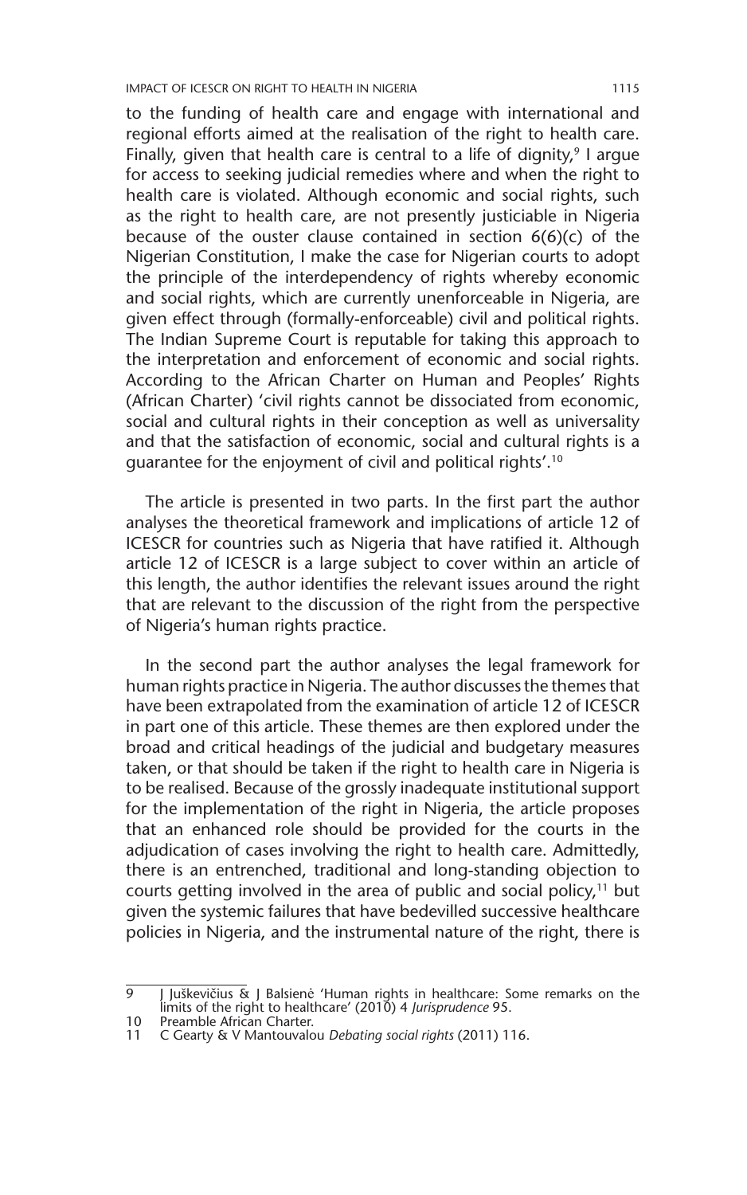to the funding of health care and engage with international and regional efforts aimed at the realisation of the right to health care. Finally, given that health care is central to a life of dignity,[9] I argue for access to seeking judicial remedies where and when the right to health care is violated. Although economic and social rights, such as the right to health care, are not presently justiciable in Nigeria because of the ouster clause contained in section 6(6)(c) of the Nigerian Constitution, I make the case for Nigerian courts to adopt the principle of the interdependency of rights whereby economic and social rights, which are currently unenforceable in Nigeria, are given effect through (formally-enforceable) civil and political rights. The Indian Supreme Court is reputable for taking this approach to the interpretation and enforcement of economic and social rights. According to the African Charter on Human and Peoples' Rights (African Charter) 'civil rights cannot be dissociated from economic, social and cultural rights in their conception as well as universality and that the satisfaction of economic, social and cultural rights is a guarantee for the enjoyment of civil and political rights'.[10]

The article is presented in two parts. In the first part the author analyses the theoretical framework and implications of article 12 of ICESCR for countries such as Nigeria that have ratified it. Although article 12 of ICESCR is a large subject to cover within an article of this length, the author identifies the relevant issues around the right that are relevant to the discussion of the right from the perspective of Nigeria's human rights practice.

In the second part the author analyses the legal framework for human rights practice in Nigeria. The author discusses the themes that have been extrapolated from the examination of article 12 of ICESCR in part one of this article. These themes are then explored under the broad and critical headings of the judicial and budgetary measures taken, or that should be taken if the right to health care in Nigeria is to be realised. Because of the grossly inadequate institutional support for the implementation of the right in Nigeria, the article proposes that an enhanced role should be provided for the courts in the adjudication of cases involving the right to health care. Admittedly, there is an entrenched, traditional and long-standing objection to courts getting involved in the area of public and social policy,[11] but given the systemic failures that have bedevilled successive healthcare policies in Nigeria, and the instrumental nature of the right, there is

---

9 J Juškevičius & J Balsienė 'Human rights in healthcare: Some remarks on the limits of the right to healthcare' (2010) 4 *Jurisprudence* 95.

10 Preamble African Charter.

11 C Gearty & V Mantouvalou *Debating social rights* (2011) 116.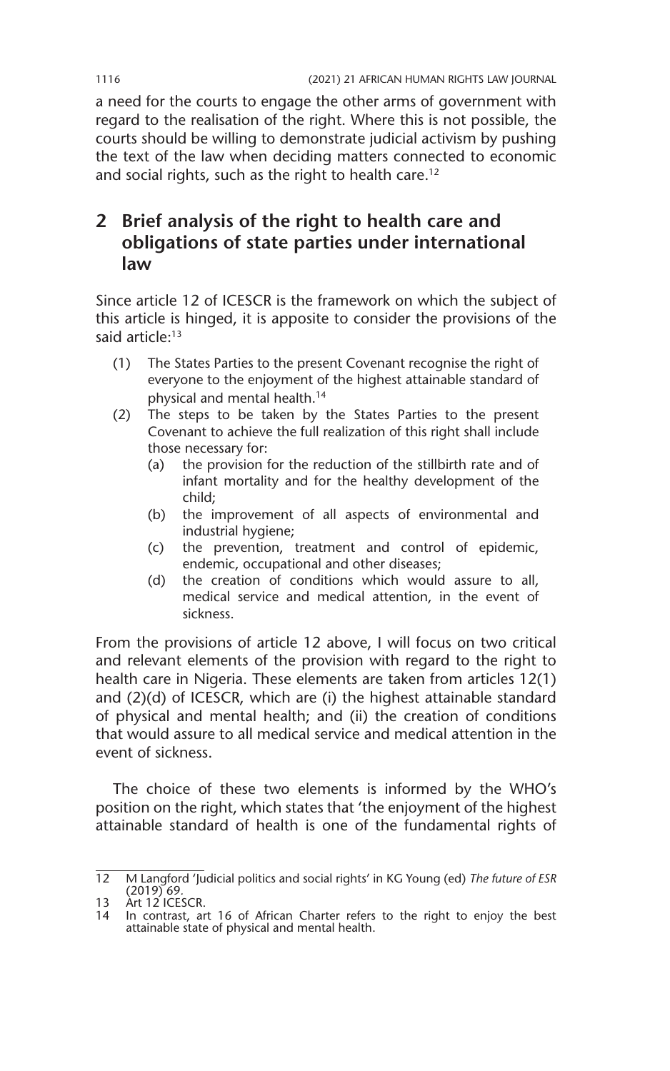a need for the courts to engage the other arms of government with regard to the realisation of the right. Where this is not possible, the courts should be willing to demonstrate judicial activism by pushing the text of the law when deciding matters connected to economic and social rights, such as the right to health care.[12]

## 2 Brief analysis of the right to health care and obligations of state parties under international law

Since article 12 of ICESCR is the framework on which the subject of this article is hinged, it is apposite to consider the provisions of the said article:[13]

> (1) The States Parties to the present Covenant recognise the right of everyone to the enjoyment of the highest attainable standard of physical and mental health.[14]
>
> (2) The steps to be taken by the States Parties to the present Covenant to achieve the full realization of this right shall include those necessary for:
>
> (a) the provision for the reduction of the stillbirth rate and of infant mortality and for the healthy development of the child;
>
> (b) the improvement of all aspects of environmental and industrial hygiene;
>
> (c) the prevention, treatment and control of epidemic, endemic, occupational and other diseases;
>
> (d) the creation of conditions which would assure to all, medical service and medical attention, in the event of sickness.

From the provisions of article 12 above, I will focus on two critical and relevant elements of the provision with regard to the right to health care in Nigeria. These elements are taken from articles 12(1) and (2)(d) of ICESCR, which are (i) the highest attainable standard of physical and mental health; and (ii) the creation of conditions that would assure to all medical service and medical attention in the event of sickness.

The choice of these two elements is informed by the WHO's position on the right, which states that 'the enjoyment of the highest attainable standard of health is one of the fundamental rights of

---

12 M Langford 'Judicial politics and social rights' in KG Young (ed) *The future of ESR* (2019) 69.

13 Art 12 ICESCR.

14 In contrast, art 16 of African Charter refers to the right to enjoy the best attainable state of physical and mental health.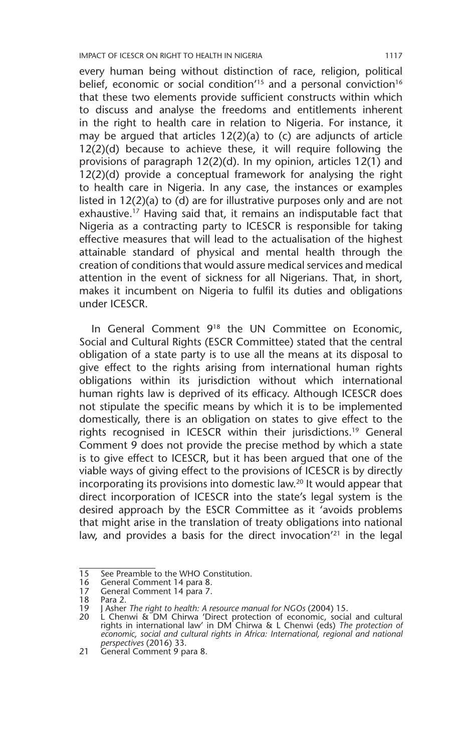every human being without distinction of race, religion, political belief, economic or social condition'[15] and a personal conviction[16] that these two elements provide sufficient constructs within which to discuss and analyse the freedoms and entitlements inherent in the right to health care in relation to Nigeria. For instance, it may be argued that articles 12(2)(a) to (c) are adjuncts of article 12(2)(d) because to achieve these, it will require following the provisions of paragraph 12(2)(d). In my opinion, articles 12(1) and 12(2)(d) provide a conceptual framework for analysing the right to health care in Nigeria. In any case, the instances or examples listed in 12(2)(a) to (d) are for illustrative purposes only and are not exhaustive.[17] Having said that, it remains an indisputable fact that Nigeria as a contracting party to ICESCR is responsible for taking effective measures that will lead to the actualisation of the highest attainable standard of physical and mental health through the creation of conditions that would assure medical services and medical attention in the event of sickness for all Nigerians. That, in short, makes it incumbent on Nigeria to fulfil its duties and obligations under ICESCR.

In General Comment 9[18] the UN Committee on Economic, Social and Cultural Rights (ESCR Committee) stated that the central obligation of a state party is to use all the means at its disposal to give effect to the rights arising from international human rights obligations within its jurisdiction without which international human rights law is deprived of its efficacy. Although ICESCR does not stipulate the specific means by which it is to be implemented domestically, there is an obligation on states to give effect to the rights recognised in ICESCR within their jurisdictions.[19] General Comment 9 does not provide the precise method by which a state is to give effect to ICESCR, but it has been argued that one of the viable ways of giving effect to the provisions of ICESCR is by directly incorporating its provisions into domestic law.[20] It would appear that direct incorporation of ICESCR into the state's legal system is the desired approach by the ESCR Committee as it 'avoids problems that might arise in the translation of treaty obligations into national law, and provides a basis for the direct invocation'[21] in the legal

---

15 See Preamble to the WHO Constitution.
16 General Comment 14 para 8.
17 General Comment 14 para 7.
18 Para 2.
19 J Asher *The right to health: A resource manual for NGOs* (2004) 15.
20 L Chenwi & DM Chirwa 'Direct protection of economic, social and cultural rights in international law' in DM Chirwa & L Chenwi (eds) *The protection of economic, social and cultural rights in Africa: International, regional and national perspectives* (2016) 33.
21 General Comment 9 para 8.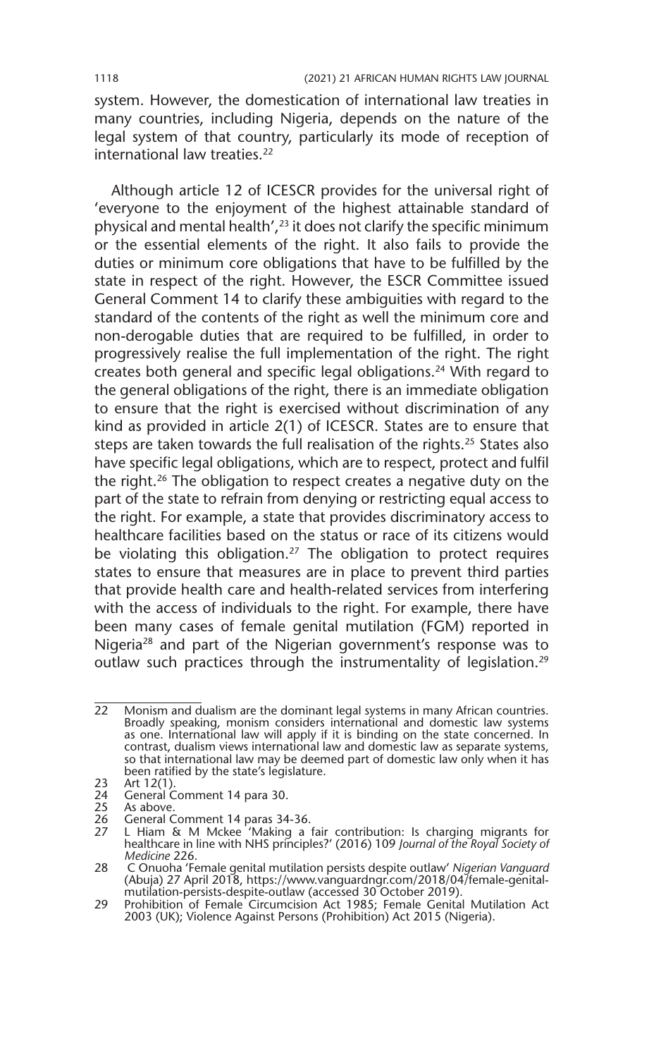system. However, the domestication of international law treaties in many countries, including Nigeria, depends on the nature of the legal system of that country, particularly its mode of reception of international law treaties.[22]

Although article 12 of ICESCR provides for the universal right of 'everyone to the enjoyment of the highest attainable standard of physical and mental health',[23] it does not clarify the specific minimum or the essential elements of the right. It also fails to provide the duties or minimum core obligations that have to be fulfilled by the state in respect of the right. However, the ESCR Committee issued General Comment 14 to clarify these ambiguities with regard to the standard of the contents of the right as well the minimum core and non-derogable duties that are required to be fulfilled, in order to progressively realise the full implementation of the right. The right creates both general and specific legal obligations.[24] With regard to the general obligations of the right, there is an immediate obligation to ensure that the right is exercised without discrimination of any kind as provided in article 2(1) of ICESCR. States are to ensure that steps are taken towards the full realisation of the rights.[25] States also have specific legal obligations, which are to respect, protect and fulfil the right.[26] The obligation to respect creates a negative duty on the part of the state to refrain from denying or restricting equal access to the right. For example, a state that provides discriminatory access to healthcare facilities based on the status or race of its citizens would be violating this obligation.[27] The obligation to protect requires states to ensure that measures are in place to prevent third parties that provide health care and health-related services from interfering with the access of individuals to the right. For example, there have been many cases of female genital mutilation (FGM) reported in Nigeria[28] and part of the Nigerian government's response was to outlaw such practices through the instrumentality of legislation.[29]

---

22 Monism and dualism are the dominant legal systems in many African countries. Broadly speaking, monism considers international and domestic law systems as one. International law will apply if it is binding on the state concerned. In contrast, dualism views international law and domestic law as separate systems, so that international law may be deemed part of domestic law only when it has been ratified by the state's legislature.

23 Art 12(1).

24 General Comment 14 para 30.

25 As above.

26 General Comment 14 paras 34-36.

27 L Hiam & M Mckee 'Making a fair contribution: Is charging migrants for healthcare in line with NHS principles?' (2016) 109 *Journal of the Royal Society of Medicine* 226.

28 C Onuoha 'Female genital mutilation persists despite outlaw' *Nigerian Vanguard* (Abuja) 27 April 2018, https://www.vanguardngr.com/2018/04/female-genital-mutilation-persists-despite-outlaw (accessed 30 October 2019).

29 Prohibition of Female Circumcision Act 1985; Female Genital Mutilation Act 2003 (UK); Violence Against Persons (Prohibition) Act 2015 (Nigeria).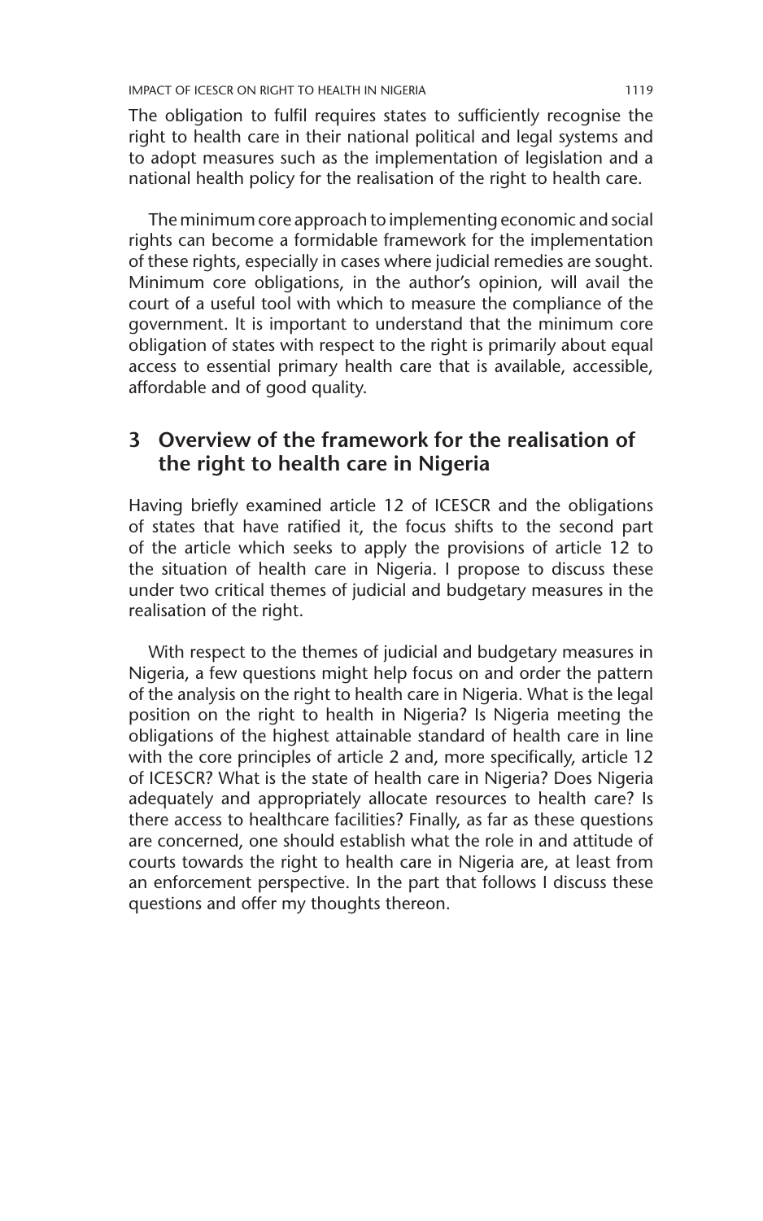The obligation to fulfil requires states to sufficiently recognise the right to health care in their national political and legal systems and to adopt measures such as the implementation of legislation and a national health policy for the realisation of the right to health care.

The minimum core approach to implementing economic and social rights can become a formidable framework for the implementation of these rights, especially in cases where judicial remedies are sought. Minimum core obligations, in the author's opinion, will avail the court of a useful tool with which to measure the compliance of the government. It is important to understand that the minimum core obligation of states with respect to the right is primarily about equal access to essential primary health care that is available, accessible, affordable and of good quality.

## 3 Overview of the framework for the realisation of the right to health care in Nigeria

Having briefly examined article 12 of ICESCR and the obligations of states that have ratified it, the focus shifts to the second part of the article which seeks to apply the provisions of article 12 to the situation of health care in Nigeria. I propose to discuss these under two critical themes of judicial and budgetary measures in the realisation of the right.

With respect to the themes of judicial and budgetary measures in Nigeria, a few questions might help focus on and order the pattern of the analysis on the right to health care in Nigeria. What is the legal position on the right to health in Nigeria? Is Nigeria meeting the obligations of the highest attainable standard of health care in line with the core principles of article 2 and, more specifically, article 12 of ICESCR? What is the state of health care in Nigeria? Does Nigeria adequately and appropriately allocate resources to health care? Is there access to healthcare facilities? Finally, as far as these questions are concerned, one should establish what the role in and attitude of courts towards the right to health care in Nigeria are, at least from an enforcement perspective. In the part that follows I discuss these questions and offer my thoughts thereon.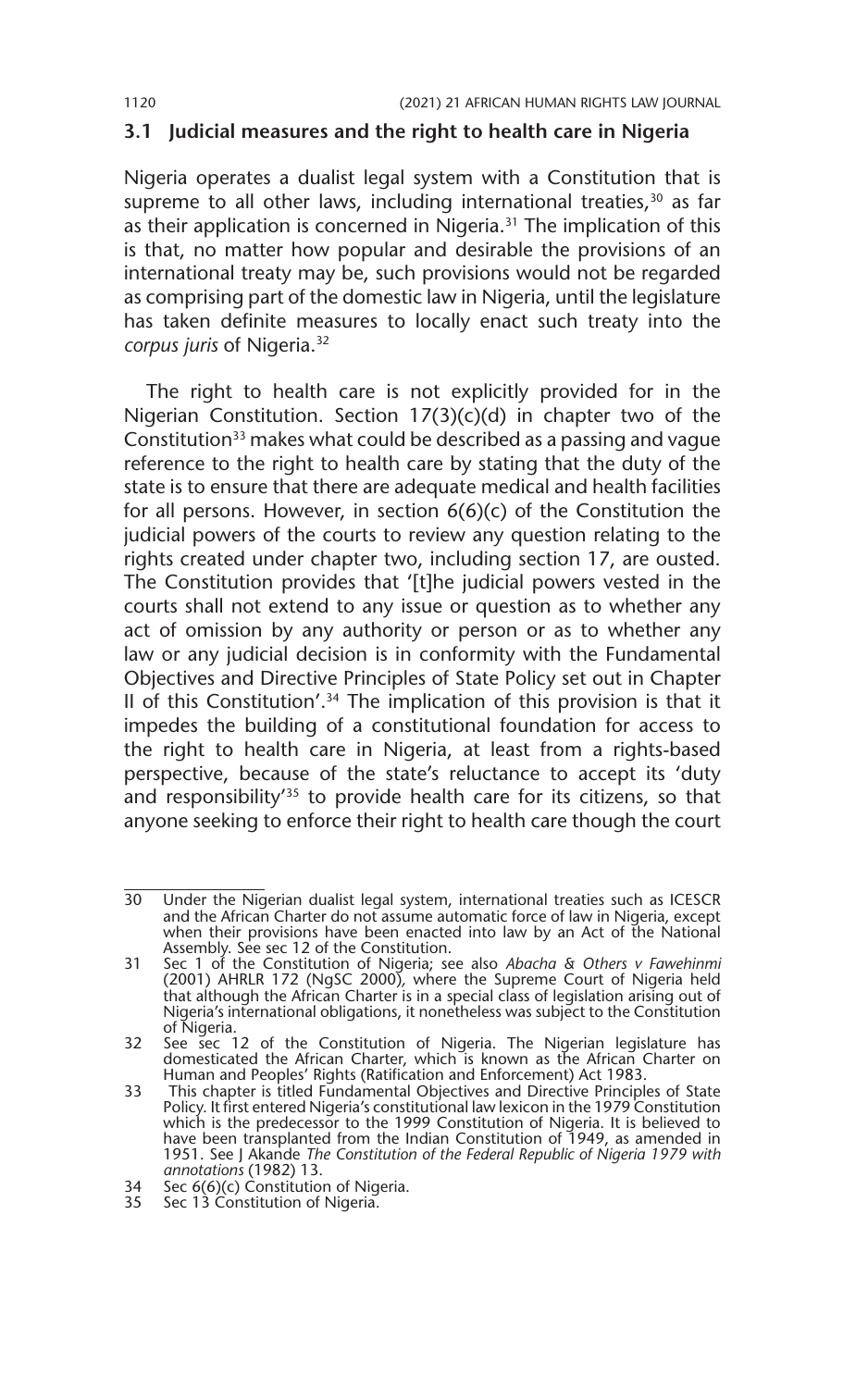### 3.1 Judicial measures and the right to health care in Nigeria

Nigeria operates a dualist legal system with a Constitution that is supreme to all other laws, including international treaties,[30] as far as their application is concerned in Nigeria.[31] The implication of this is that, no matter how popular and desirable the provisions of an international treaty may be, such provisions would not be regarded as comprising part of the domestic law in Nigeria, until the legislature has taken definite measures to locally enact such treaty into the *corpus juris* of Nigeria.[32]

The right to health care is not explicitly provided for in the Nigerian Constitution. Section 17(3)(c)(d) in chapter two of the Constitution[33] makes what could be described as a passing and vague reference to the right to health care by stating that the duty of the state is to ensure that there are adequate medical and health facilities for all persons. However, in section 6(6)(c) of the Constitution the judicial powers of the courts to review any question relating to the rights created under chapter two, including section 17, are ousted. The Constitution provides that '[t]he judicial powers vested in the courts shall not extend to any issue or question as to whether any act of omission by any authority or person or as to whether any law or any judicial decision is in conformity with the Fundamental Objectives and Directive Principles of State Policy set out in Chapter II of this Constitution'.[34] The implication of this provision is that it impedes the building of a constitutional foundation for access to the right to health care in Nigeria, at least from a rights-based perspective, because of the state's reluctance to accept its 'duty and responsibility'[35] to provide health care for its citizens, so that anyone seeking to enforce their right to health care though the court

---

30 Under the Nigerian dualist legal system, international treaties such as ICESCR and the African Charter do not assume automatic force of law in Nigeria, except when their provisions have been enacted into law by an Act of the National Assembly. See sec 12 of the Constitution.

31 Sec 1 of the Constitution of Nigeria; see also *Abacha & Others v Fawehinmi* (2001) AHRLR 172 (NgSC 2000), where the Supreme Court of Nigeria held that although the African Charter is in a special class of legislation arising out of Nigeria's international obligations, it nonetheless was subject to the Constitution of Nigeria.

32 See sec 12 of the Constitution of Nigeria. The Nigerian legislature has domesticated the African Charter, which is known as the African Charter on Human and Peoples' Rights (Ratification and Enforcement) Act 1983.

33 This chapter is titled Fundamental Objectives and Directive Principles of State Policy. It first entered Nigeria's constitutional law lexicon in the 1979 Constitution which is the predecessor to the 1999 Constitution of Nigeria. It is believed to have been transplanted from the Indian Constitution of 1949, as amended in 1951. See J Akande *The Constitution of the Federal Republic of Nigeria 1979 with annotations* (1982) 13.

34 Sec 6(6)(c) Constitution of Nigeria.

35 Sec 13 Constitution of Nigeria.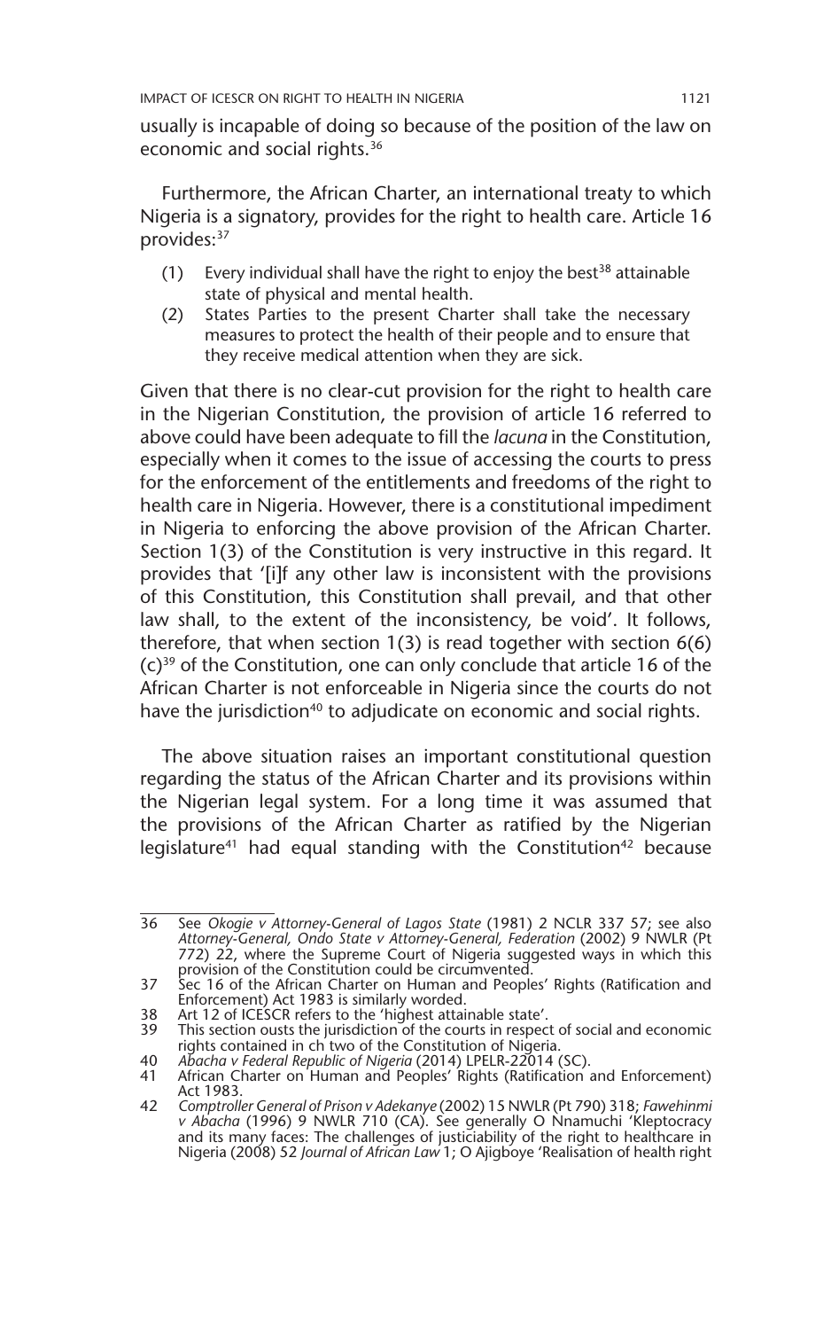usually is incapable of doing so because of the position of the law on economic and social rights.[36]

Furthermore, the African Charter, an international treaty to which Nigeria is a signatory, provides for the right to health care. Article 16 provides:[37]

(1) Every individual shall have the right to enjoy the best[38] attainable state of physical and mental health.
(2) States Parties to the present Charter shall take the necessary measures to protect the health of their people and to ensure that they receive medical attention when they are sick.

Given that there is no clear-cut provision for the right to health care in the Nigerian Constitution, the provision of article 16 referred to above could have been adequate to fill the *lacuna* in the Constitution, especially when it comes to the issue of accessing the courts to press for the enforcement of the entitlements and freedoms of the right to health care in Nigeria. However, there is a constitutional impediment in Nigeria to enforcing the above provision of the African Charter. Section 1(3) of the Constitution is very instructive in this regard. It provides that '[i]f any other law is inconsistent with the provisions of this Constitution, this Constitution shall prevail, and that other law shall, to the extent of the inconsistency, be void'. It follows, therefore, that when section 1(3) is read together with section 6(6)(c)[39] of the Constitution, one can only conclude that article 16 of the African Charter is not enforceable in Nigeria since the courts do not have the jurisdiction[40] to adjudicate on economic and social rights.

The above situation raises an important constitutional question regarding the status of the African Charter and its provisions within the Nigerian legal system. For a long time it was assumed that the provisions of the African Charter as ratified by the Nigerian legislature[41] had equal standing with the Constitution[42] because

---

36 See *Okogie v Attorney-General of Lagos State* (1981) 2 NCLR 337 57; see also *Attorney-General, Ondo State v Attorney-General, Federation* (2002) 9 NWLR (Pt 772) 22, where the Supreme Court of Nigeria suggested ways in which this provision of the Constitution could be circumvented.

37 Sec 16 of the African Charter on Human and Peoples' Rights (Ratification and Enforcement) Act 1983 is similarly worded.

38 Art 12 of ICESCR refers to the 'highest attainable state'.

39 This section ousts the jurisdiction of the courts in respect of social and economic rights contained in ch two of the Constitution of Nigeria.

40 *Abacha v Federal Republic of Nigeria* (2014) LPELR-22014 (SC).

41 African Charter on Human and Peoples' Rights (Ratification and Enforcement) Act 1983.

42 *Comptroller General of Prison v Adekanye* (2002) 15 NWLR (Pt 790) 318; *Fawehinmi v Abacha* (1996) 9 NWLR 710 (CA). See generally O Nnamuchi 'Kleptocracy and its many faces: The challenges of justiciability of the right to healthcare in Nigeria (2008) 52 *Journal of African Law* 1; O Ajigboye 'Realisation of health right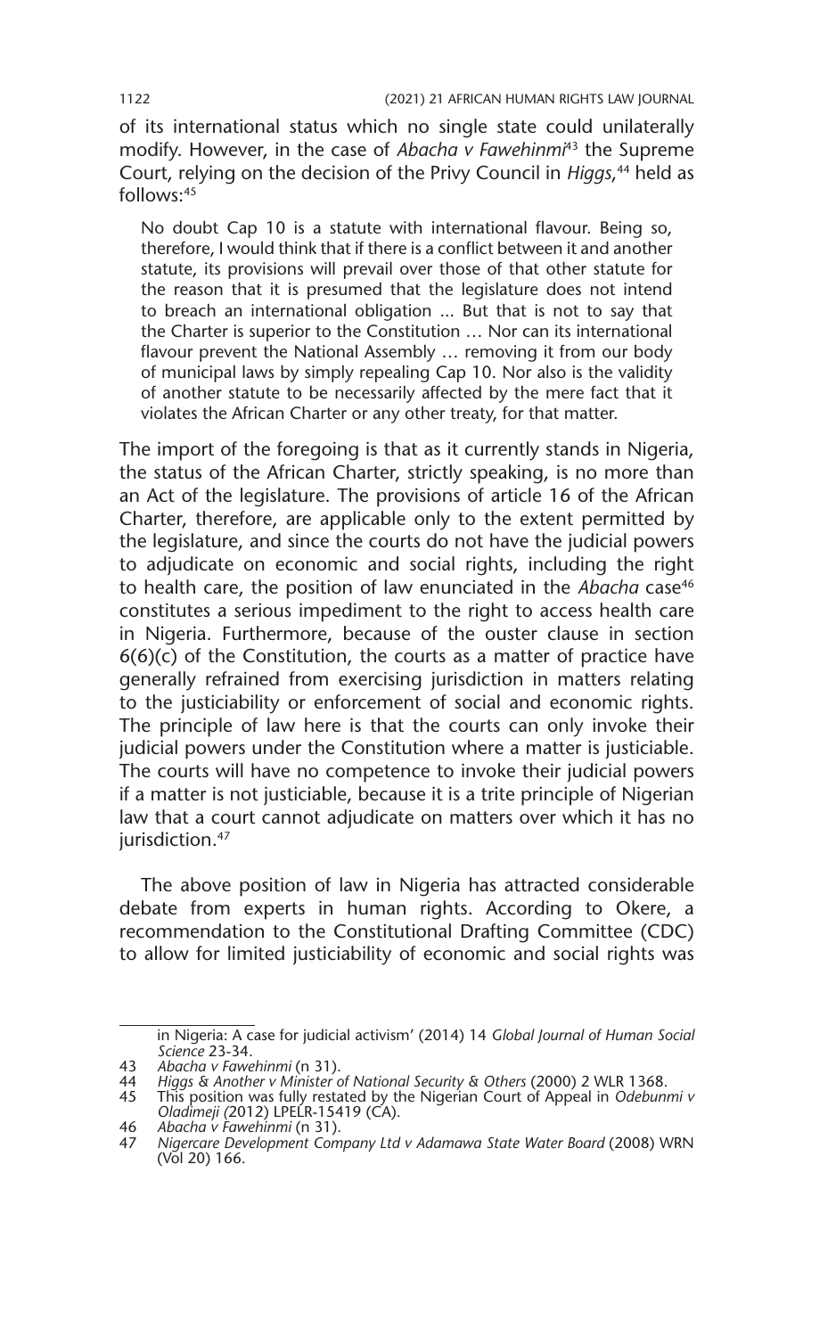of its international status which no single state could unilaterally modify. However, in the case of *Abacha v Fawehinmi*[43] the Supreme Court, relying on the decision of the Privy Council in *Higgs*,[44] held as follows:[45]

> No doubt Cap 10 is a statute with international flavour. Being so, therefore, I would think that if there is a conflict between it and another statute, its provisions will prevail over those of that other statute for the reason that it is presumed that the legislature does not intend to breach an international obligation ... But that is not to say that the Charter is superior to the Constitution … Nor can its international flavour prevent the National Assembly … removing it from our body of municipal laws by simply repealing Cap 10. Nor also is the validity of another statute to be necessarily affected by the mere fact that it violates the African Charter or any other treaty, for that matter.

The import of the foregoing is that as it currently stands in Nigeria, the status of the African Charter, strictly speaking, is no more than an Act of the legislature. The provisions of article 16 of the African Charter, therefore, are applicable only to the extent permitted by the legislature, and since the courts do not have the judicial powers to adjudicate on economic and social rights, including the right to health care, the position of law enunciated in the *Abacha* case[46] constitutes a serious impediment to the right to access health care in Nigeria. Furthermore, because of the ouster clause in section 6(6)(c) of the Constitution, the courts as a matter of practice have generally refrained from exercising jurisdiction in matters relating to the justiciability or enforcement of social and economic rights. The principle of law here is that the courts can only invoke their judicial powers under the Constitution where a matter is justiciable. The courts will have no competence to invoke their judicial powers if a matter is not justiciable, because it is a trite principle of Nigerian law that a court cannot adjudicate on matters over which it has no jurisdiction.[47]

The above position of law in Nigeria has attracted considerable debate from experts in human rights. According to Okere, a recommendation to the Constitutional Drafting Committee (CDC) to allow for limited justiciability of economic and social rights was

---

in Nigeria: A case for judicial activism' (2014) 14 *Global Journal of Human Social Science* 23-34.

43 *Abacha v Fawehinmi* (n 31).

44 *Higgs & Another v Minister of National Security & Others* (2000) 2 WLR 1368.

45 This position was fully restated by the Nigerian Court of Appeal in *Odebunmi v Oladimeji (*2012) LPELR-15419 (CA).

46 *Abacha v Fawehinmi* (n 31).

47 *Nigercare Development Company Ltd v Adamawa State Water Board* (2008) WRN (Vol 20) 166.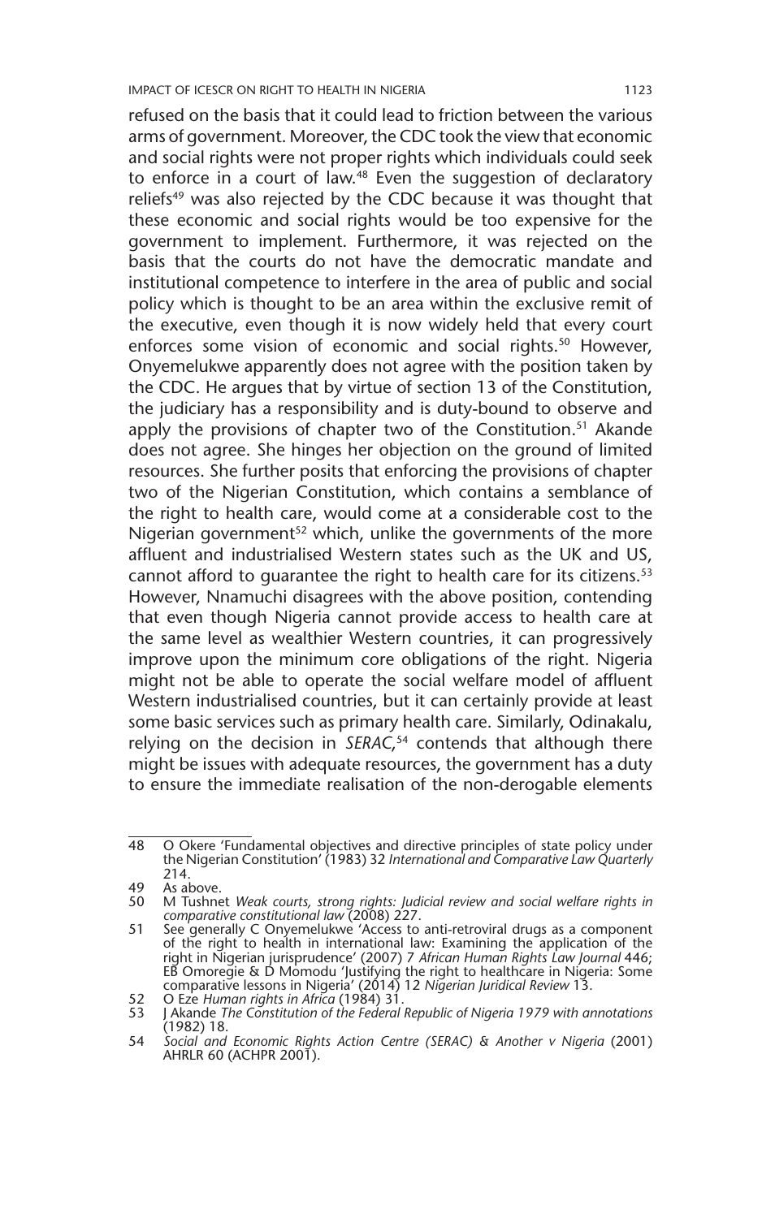refused on the basis that it could lead to friction between the various arms of government. Moreover, the CDC took the view that economic and social rights were not proper rights which individuals could seek to enforce in a court of law.[48] Even the suggestion of declaratory reliefs[49] was also rejected by the CDC because it was thought that these economic and social rights would be too expensive for the government to implement. Furthermore, it was rejected on the basis that the courts do not have the democratic mandate and institutional competence to interfere in the area of public and social policy which is thought to be an area within the exclusive remit of the executive, even though it is now widely held that every court enforces some vision of economic and social rights.[50] However, Onyemelukwe apparently does not agree with the position taken by the CDC. He argues that by virtue of section 13 of the Constitution, the judiciary has a responsibility and is duty-bound to observe and apply the provisions of chapter two of the Constitution.[51] Akande does not agree. She hinges her objection on the ground of limited resources. She further posits that enforcing the provisions of chapter two of the Nigerian Constitution, which contains a semblance of the right to health care, would come at a considerable cost to the Nigerian government[52] which, unlike the governments of the more affluent and industrialised Western states such as the UK and US, cannot afford to guarantee the right to health care for its citizens.[53] However, Nnamuchi disagrees with the above position, contending that even though Nigeria cannot provide access to health care at the same level as wealthier Western countries, it can progressively improve upon the minimum core obligations of the right. Nigeria might not be able to operate the social welfare model of affluent Western industrialised countries, but it can certainly provide at least some basic services such as primary health care. Similarly, Odinakalu, relying on the decision in *SERAC*,[54] contends that although there might be issues with adequate resources, the government has a duty to ensure the immediate realisation of the non-derogable elements

---

48 O Okere 'Fundamental objectives and directive principles of state policy under the Nigerian Constitution' (1983) 32 *International and Comparative Law Quarterly* 214.

49 As above.

50 M Tushnet *Weak courts, strong rights: Judicial review and social welfare rights in comparative constitutional law* (2008) 227.

51 See generally C Onyemelukwe 'Access to anti-retroviral drugs as a component of the right to health in international law: Examining the application of the right in Nigerian jurisprudence' (2007) 7 *African Human Rights Law Journal* 446; EB Omoregie & D Momodu 'Justifying the right to healthcare in Nigeria: Some comparative lessons in Nigeria' (2014) 12 *Nigerian Juridical Review* 13.

52 O Eze *Human rights in Africa* (1984) 31.

53 J Akande *The Constitution of the Federal Republic of Nigeria 1979 with annotations* (1982) 18.

54 *Social and Economic Rights Action Centre (SERAC) & Another v Nigeria* (2001) AHRLR 60 (ACHPR 2001).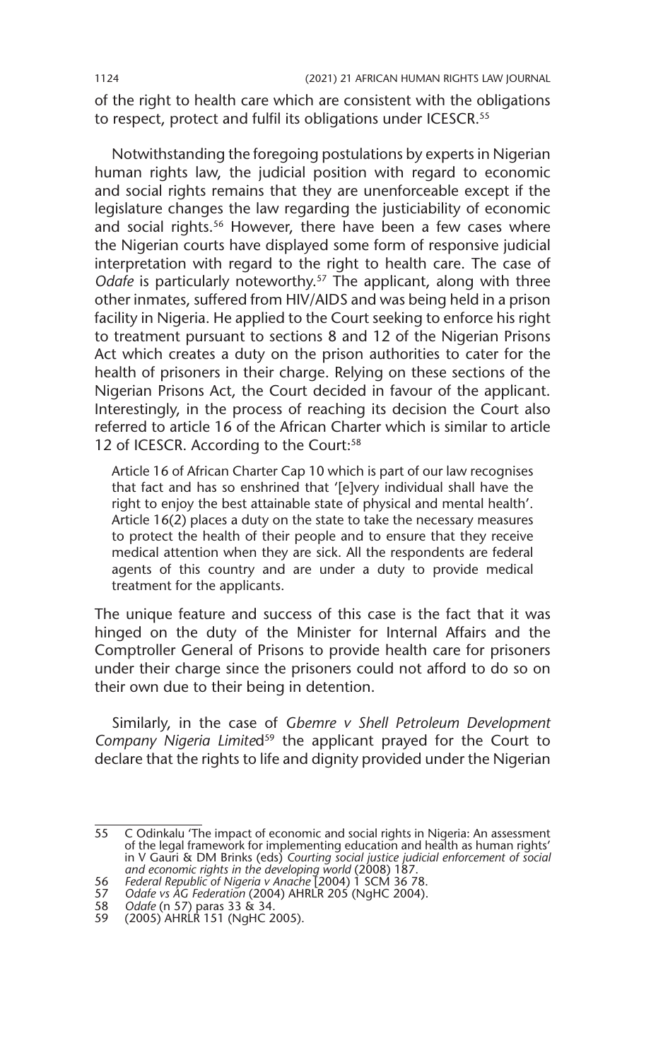of the right to health care which are consistent with the obligations to respect, protect and fulfil its obligations under ICESCR.[55]

Notwithstanding the foregoing postulations by experts in Nigerian human rights law, the judicial position with regard to economic and social rights remains that they are unenforceable except if the legislature changes the law regarding the justiciability of economic and social rights.[56] However, there have been a few cases where the Nigerian courts have displayed some form of responsive judicial interpretation with regard to the right to health care. The case of *Odafe* is particularly noteworthy.[57] The applicant, along with three other inmates, suffered from HIV/AIDS and was being held in a prison facility in Nigeria. He applied to the Court seeking to enforce his right to treatment pursuant to sections 8 and 12 of the Nigerian Prisons Act which creates a duty on the prison authorities to cater for the health of prisoners in their charge. Relying on these sections of the Nigerian Prisons Act, the Court decided in favour of the applicant. Interestingly, in the process of reaching its decision the Court also referred to article 16 of the African Charter which is similar to article 12 of ICESCR. According to the Court:[58]

> Article 16 of African Charter Cap 10 which is part of our law recognises that fact and has so enshrined that '[e]very individual shall have the right to enjoy the best attainable state of physical and mental health'. Article 16(2) places a duty on the state to take the necessary measures to protect the health of their people and to ensure that they receive medical attention when they are sick. All the respondents are federal agents of this country and are under a duty to provide medical treatment for the applicants.

The unique feature and success of this case is the fact that it was hinged on the duty of the Minister for Internal Affairs and the Comptroller General of Prisons to provide health care for prisoners under their charge since the prisoners could not afford to do so on their own due to their being in detention.

Similarly, in the case of *Gbemre v Shell Petroleum Development Company Nigeria Limited*[59] the applicant prayed for the Court to declare that the rights to life and dignity provided under the Nigerian

---

55 C Odinkalu 'The impact of economic and social rights in Nigeria: An assessment of the legal framework for implementing education and health as human rights' in V Gauri & DM Brinks (eds) *Courting social justice judicial enforcement of social and economic rights in the developing world* (2008) 187.

56 *Federal Republic of Nigeria v Anache* [2004] 1 SCM 36 78.

57 *Odafe vs AG Federation* (2004) AHRLR 205 (NgHC 2004).

58 *Odafe* (n 57) paras 33 & 34.

59 (2005) AHRLR 151 (NgHC 2005).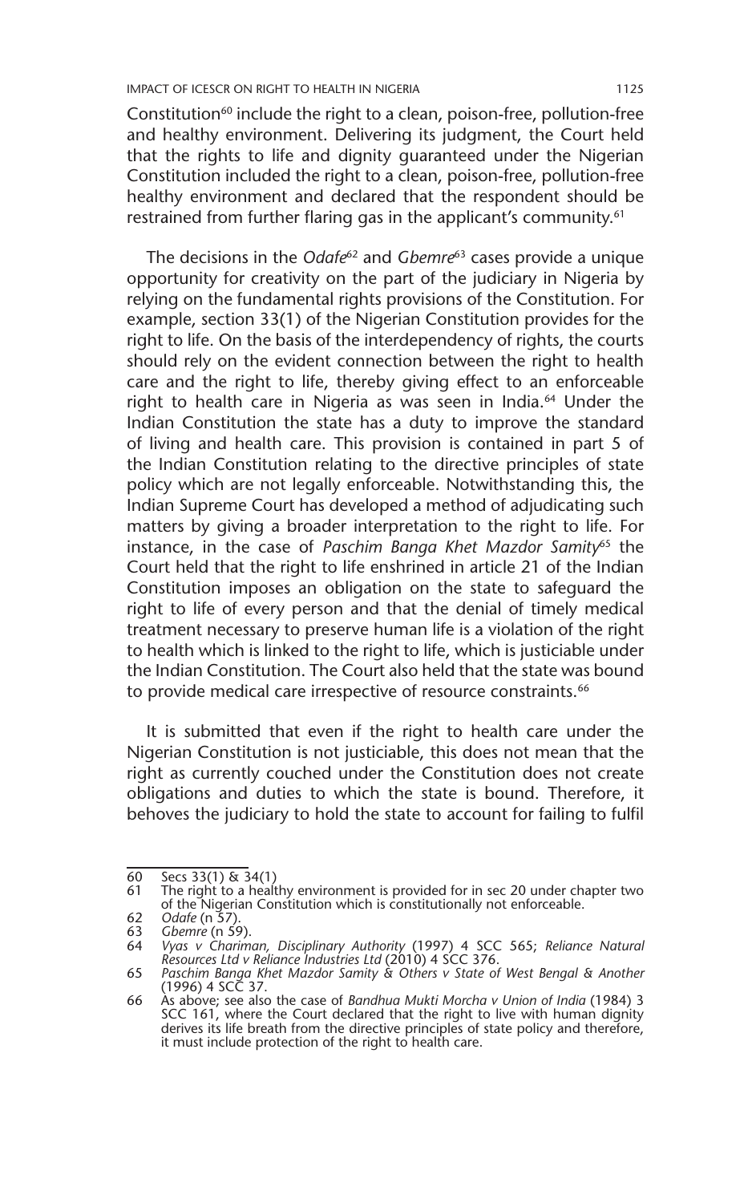Constitution[60] include the right to a clean, poison-free, pollution-free and healthy environment. Delivering its judgment, the Court held that the rights to life and dignity guaranteed under the Nigerian Constitution included the right to a clean, poison-free, pollution-free healthy environment and declared that the respondent should be restrained from further flaring gas in the applicant's community.[61]

The decisions in the *Odafe*[62] and *Gbemre*[63] cases provide a unique opportunity for creativity on the part of the judiciary in Nigeria by relying on the fundamental rights provisions of the Constitution. For example, section 33(1) of the Nigerian Constitution provides for the right to life. On the basis of the interdependency of rights, the courts should rely on the evident connection between the right to health care and the right to life, thereby giving effect to an enforceable right to health care in Nigeria as was seen in India.[64] Under the Indian Constitution the state has a duty to improve the standard of living and health care. This provision is contained in part 5 of the Indian Constitution relating to the directive principles of state policy which are not legally enforceable. Notwithstanding this, the Indian Supreme Court has developed a method of adjudicating such matters by giving a broader interpretation to the right to life. For instance, in the case of *Paschim Banga Khet Mazdor Samity*[65] the Court held that the right to life enshrined in article 21 of the Indian Constitution imposes an obligation on the state to safeguard the right to life of every person and that the denial of timely medical treatment necessary to preserve human life is a violation of the right to health which is linked to the right to life, which is justiciable under the Indian Constitution. The Court also held that the state was bound to provide medical care irrespective of resource constraints.[66]

It is submitted that even if the right to health care under the Nigerian Constitution is not justiciable, this does not mean that the right as currently couched under the Constitution does not create obligations and duties to which the state is bound. Therefore, it behoves the judiciary to hold the state to account for failing to fulfil

---

60 Secs 33(1) & 34(1)

61 The right to a healthy environment is provided for in sec 20 under chapter two of the Nigerian Constitution which is constitutionally not enforceable.

62 *Odafe* (n 57).

63 *Gbemre* (n 59).

64 *Vyas v Chariman, Disciplinary Authority* (1997) 4 SCC 565; *Reliance Natural Resources Ltd v Reliance Industries Ltd* (2010) 4 SCC 376.

65 *Paschim Banga Khet Mazdor Samity & Others v State of West Bengal & Another* (1996) 4 SCC 37.

66 As above; see also the case of *Bandhua Mukti Morcha v Union of India* (1984) 3 SCC 161, where the Court declared that the right to live with human dignity derives its life breath from the directive principles of state policy and therefore, it must include protection of the right to health care.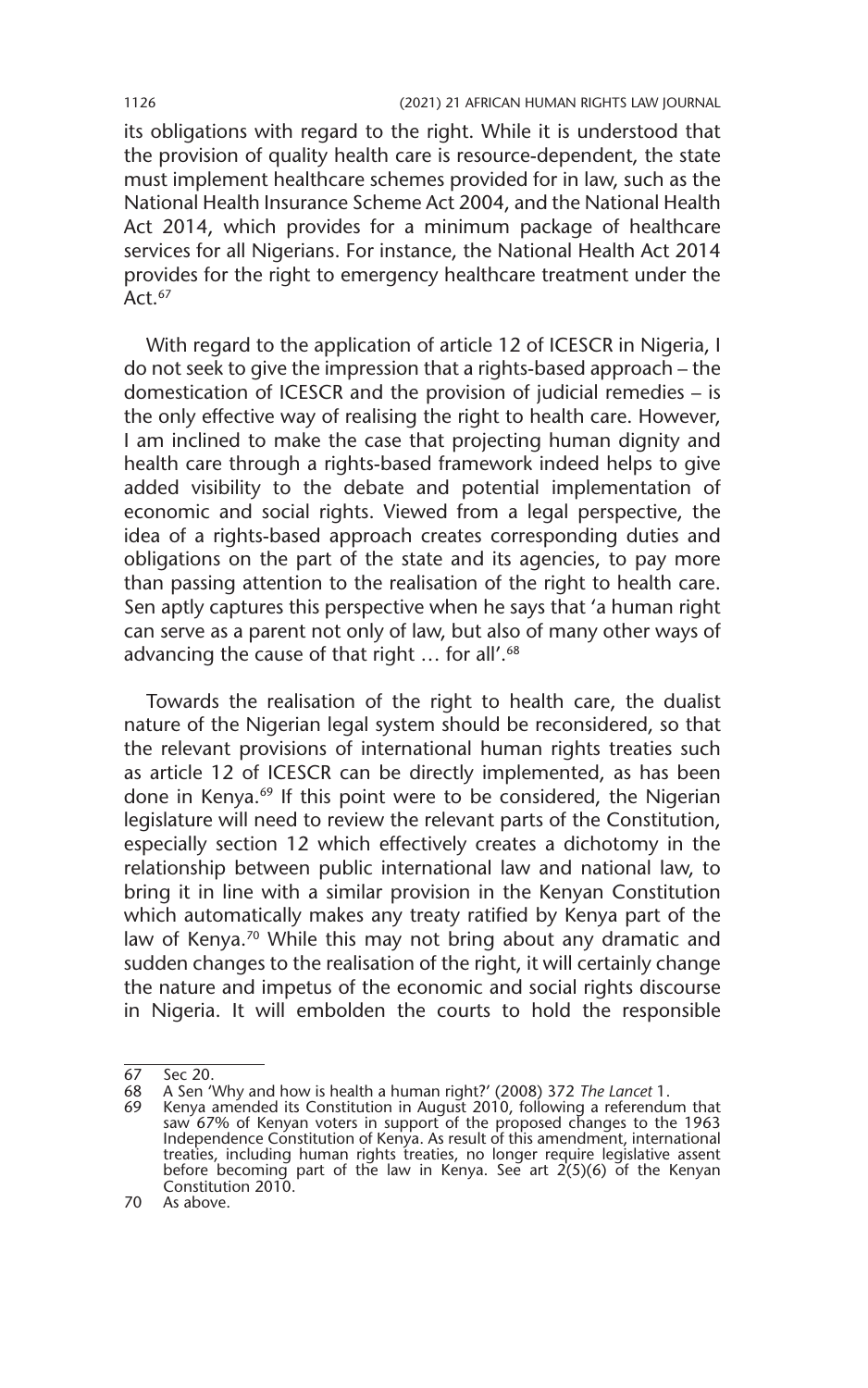its obligations with regard to the right. While it is understood that the provision of quality health care is resource-dependent, the state must implement healthcare schemes provided for in law, such as the National Health Insurance Scheme Act 2004, and the National Health Act 2014, which provides for a minimum package of healthcare services for all Nigerians. For instance, the National Health Act 2014 provides for the right to emergency healthcare treatment under the Act.[67]

With regard to the application of article 12 of ICESCR in Nigeria, I do not seek to give the impression that a rights-based approach – the domestication of ICESCR and the provision of judicial remedies – is the only effective way of realising the right to health care. However, I am inclined to make the case that projecting human dignity and health care through a rights-based framework indeed helps to give added visibility to the debate and potential implementation of economic and social rights. Viewed from a legal perspective, the idea of a rights-based approach creates corresponding duties and obligations on the part of the state and its agencies, to pay more than passing attention to the realisation of the right to health care. Sen aptly captures this perspective when he says that 'a human right can serve as a parent not only of law, but also of many other ways of advancing the cause of that right … for all'.[68]

Towards the realisation of the right to health care, the dualist nature of the Nigerian legal system should be reconsidered, so that the relevant provisions of international human rights treaties such as article 12 of ICESCR can be directly implemented, as has been done in Kenya.[69] If this point were to be considered, the Nigerian legislature will need to review the relevant parts of the Constitution, especially section 12 which effectively creates a dichotomy in the relationship between public international law and national law, to bring it in line with a similar provision in the Kenyan Constitution which automatically makes any treaty ratified by Kenya part of the law of Kenya.[70] While this may not bring about any dramatic and sudden changes to the realisation of the right, it will certainly change the nature and impetus of the economic and social rights discourse in Nigeria. It will embolden the courts to hold the responsible

---

67 Sec 20.

68 A Sen 'Why and how is health a human right?' (2008) 372 *The Lancet* 1.

69 Kenya amended its Constitution in August 2010, following a referendum that saw 67% of Kenyan voters in support of the proposed changes to the 1963 Independence Constitution of Kenya. As result of this amendment, international treaties, including human rights treaties, no longer require legislative assent before becoming part of the law in Kenya. See art 2(5)(6) of the Kenyan Constitution 2010.

70 As above.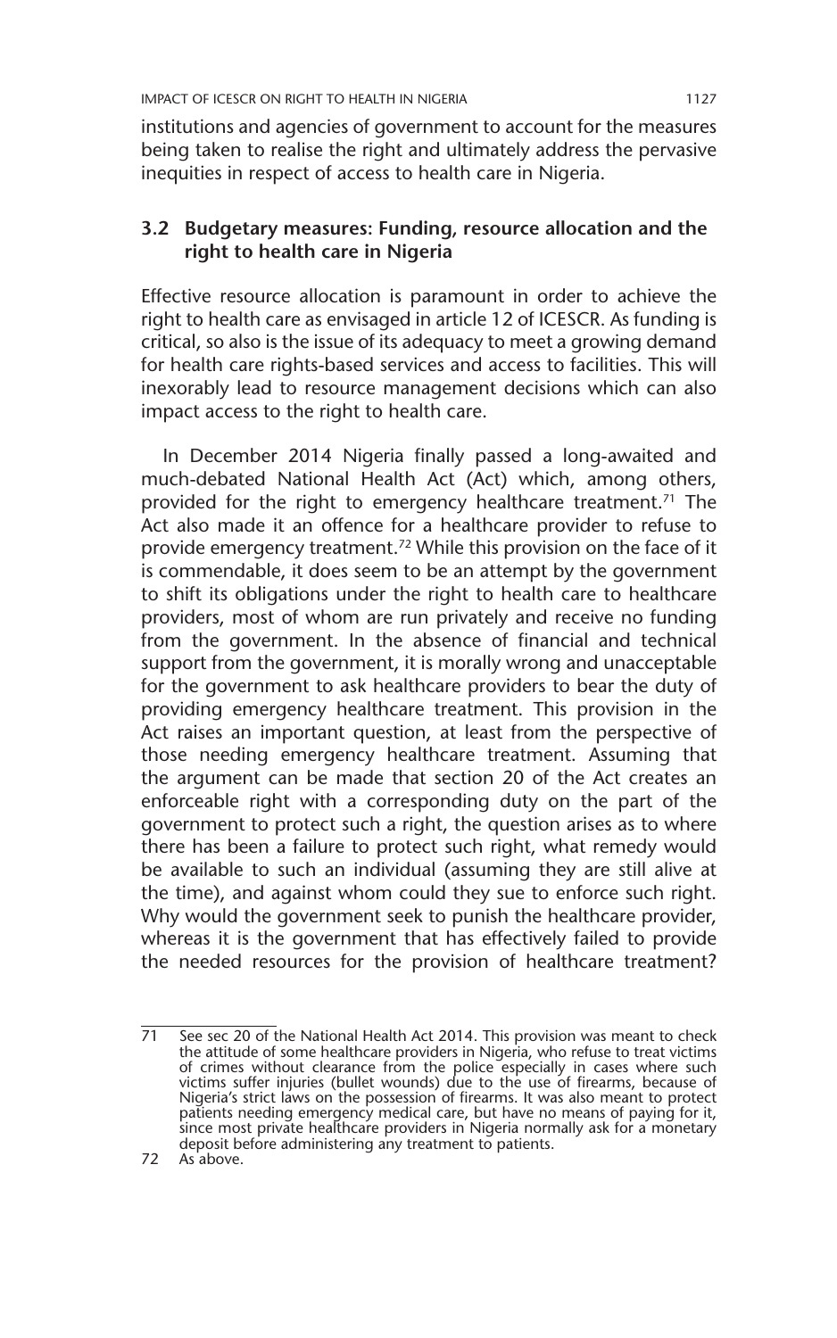institutions and agencies of government to account for the measures being taken to realise the right and ultimately address the pervasive inequities in respect of access to health care in Nigeria.

### 3.2 Budgetary measures: Funding, resource allocation and the right to health care in Nigeria

Effective resource allocation is paramount in order to achieve the right to health care as envisaged in article 12 of ICESCR. As funding is critical, so also is the issue of its adequacy to meet a growing demand for health care rights-based services and access to facilities. This will inexorably lead to resource management decisions which can also impact access to the right to health care.

In December 2014 Nigeria finally passed a long-awaited and much-debated National Health Act (Act) which, among others, provided for the right to emergency healthcare treatment.[71] The Act also made it an offence for a healthcare provider to refuse to provide emergency treatment.[72] While this provision on the face of it is commendable, it does seem to be an attempt by the government to shift its obligations under the right to health care to healthcare providers, most of whom are run privately and receive no funding from the government. In the absence of financial and technical support from the government, it is morally wrong and unacceptable for the government to ask healthcare providers to bear the duty of providing emergency healthcare treatment. This provision in the Act raises an important question, at least from the perspective of those needing emergency healthcare treatment. Assuming that the argument can be made that section 20 of the Act creates an enforceable right with a corresponding duty on the part of the government to protect such a right, the question arises as to where there has been a failure to protect such right, what remedy would be available to such an individual (assuming they are still alive at the time), and against whom could they sue to enforce such right. Why would the government seek to punish the healthcare provider, whereas it is the government that has effectively failed to provide the needed resources for the provision of healthcare treatment?

---

71 See sec 20 of the National Health Act 2014. This provision was meant to check the attitude of some healthcare providers in Nigeria, who refuse to treat victims of crimes without clearance from the police especially in cases where such victims suffer injuries (bullet wounds) due to the use of firearms, because of Nigeria's strict laws on the possession of firearms. It was also meant to protect patients needing emergency medical care, but have no means of paying for it, since most private healthcare providers in Nigeria normally ask for a monetary deposit before administering any treatment to patients.

72 As above.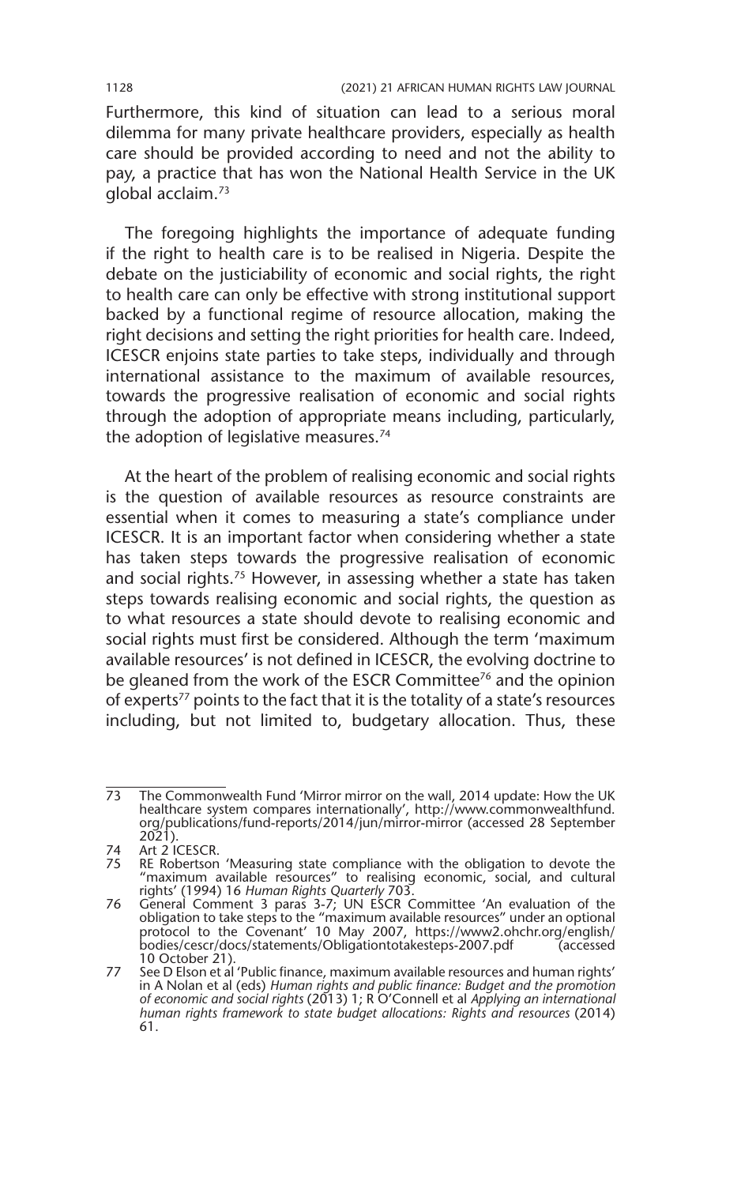Furthermore, this kind of situation can lead to a serious moral dilemma for many private healthcare providers, especially as health care should be provided according to need and not the ability to pay, a practice that has won the National Health Service in the UK global acclaim.[73]

The foregoing highlights the importance of adequate funding if the right to health care is to be realised in Nigeria. Despite the debate on the justiciability of economic and social rights, the right to health care can only be effective with strong institutional support backed by a functional regime of resource allocation, making the right decisions and setting the right priorities for health care. Indeed, ICESCR enjoins state parties to take steps, individually and through international assistance to the maximum of available resources, towards the progressive realisation of economic and social rights through the adoption of appropriate means including, particularly, the adoption of legislative measures.[74]

At the heart of the problem of realising economic and social rights is the question of available resources as resource constraints are essential when it comes to measuring a state's compliance under ICESCR. It is an important factor when considering whether a state has taken steps towards the progressive realisation of economic and social rights.[75] However, in assessing whether a state has taken steps towards realising economic and social rights, the question as to what resources a state should devote to realising economic and social rights must first be considered. Although the term 'maximum available resources' is not defined in ICESCR, the evolving doctrine to be gleaned from the work of the ESCR Committee[76] and the opinion of experts[77] points to the fact that it is the totality of a state's resources including, but not limited to, budgetary allocation. Thus, these

---

73 The Commonwealth Fund 'Mirror mirror on the wall, 2014 update: How the UK healthcare system compares internationally', http://www.commonwealthfund.org/publications/fund-reports/2014/jun/mirror-mirror (accessed 28 September 2021).

74 Art 2 ICESCR.

75 RE Robertson 'Measuring state compliance with the obligation to devote the "maximum available resources" to realising economic, social, and cultural rights' (1994) 16 *Human Rights Quarterly* 703.

76 General Comment 3 paras 3-7; UN ESCR Committee 'An evaluation of the obligation to take steps to the "maximum available resources" under an optional protocol to the Covenant' 10 May 2007, https://www2.ohchr.org/english/bodies/cescr/docs/statements/Obligationtotakesteps-2007.pdf (accessed 10 October 21).

77 See D Elson et al 'Public finance, maximum available resources and human rights' in A Nolan et al (eds) *Human rights and public finance: Budget and the promotion of economic and social rights* (2013) 1; R O'Connell et al *Applying an international human rights framework to state budget allocations: Rights and resources* (2014) 61.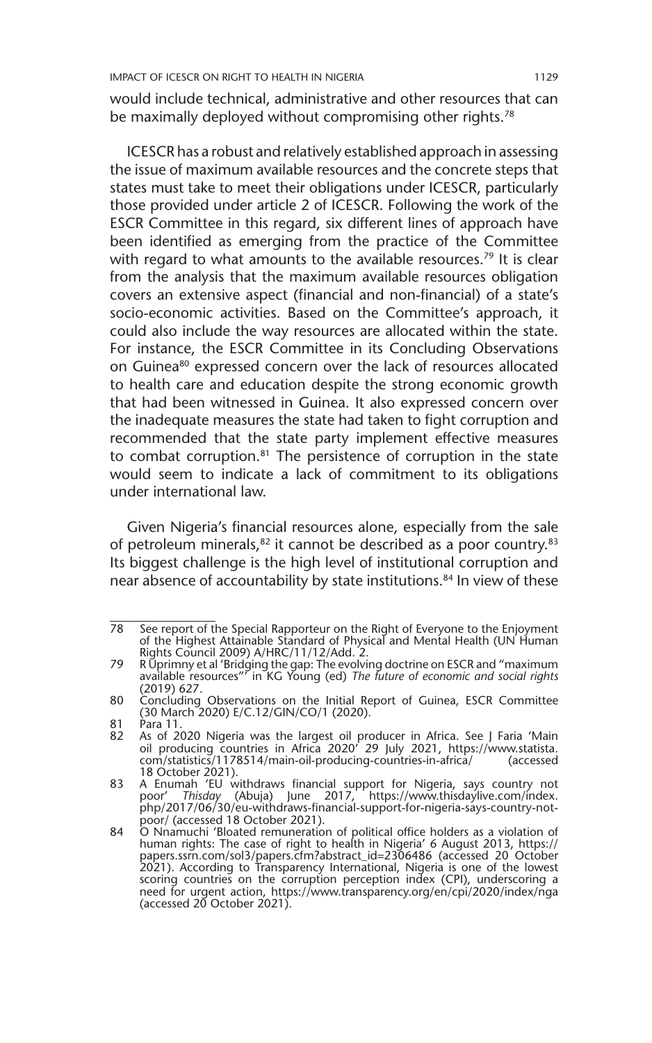would include technical, administrative and other resources that can be maximally deployed without compromising other rights.[78]

ICESCR has a robust and relatively established approach in assessing the issue of maximum available resources and the concrete steps that states must take to meet their obligations under ICESCR, particularly those provided under article 2 of ICESCR. Following the work of the ESCR Committee in this regard, six different lines of approach have been identified as emerging from the practice of the Committee with regard to what amounts to the available resources.[79] It is clear from the analysis that the maximum available resources obligation covers an extensive aspect (financial and non-financial) of a state's socio-economic activities. Based on the Committee's approach, it could also include the way resources are allocated within the state. For instance, the ESCR Committee in its Concluding Observations on Guinea[80] expressed concern over the lack of resources allocated to health care and education despite the strong economic growth that had been witnessed in Guinea. It also expressed concern over the inadequate measures the state had taken to fight corruption and recommended that the state party implement effective measures to combat corruption.[81] The persistence of corruption in the state would seem to indicate a lack of commitment to its obligations under international law.

Given Nigeria's financial resources alone, especially from the sale of petroleum minerals,[82] it cannot be described as a poor country.[83] Its biggest challenge is the high level of institutional corruption and near absence of accountability by state institutions.[84] In view of these

---

78 See report of the Special Rapporteur on the Right of Everyone to the Enjoyment of the Highest Attainable Standard of Physical and Mental Health (UN Human Rights Council 2009) A/HRC/11/12/Add. 2.

79 R Uprimny et al 'Bridging the gap: The evolving doctrine on ESCR and "maximum available resources"' in KG Young (ed) *The future of economic and social rights* (2019) 627.

80 Concluding Observations on the Initial Report of Guinea, ESCR Committee (30 March 2020) E/C.12/GIN/CO/1 (2020).

81 Para 11.

82 As of 2020 Nigeria was the largest oil producer in Africa. See J Faria 'Main oil producing countries in Africa 2020' 29 July 2021, https://www.statista.com/statistics/1178514/main-oil-producing-countries-in-africa/ (accessed 18 October 2021).

83 A Enumah 'EU withdraws financial support for Nigeria, says country not poor' *Thisday* (Abuja) June 2017, https://www.thisdaylive.com/index.php/2017/06/30/eu-withdraws-financial-support-for-nigeria-says-country-not-poor/ (accessed 18 October 2021).

84 O Nnamuchi 'Bloated remuneration of political office holders as a violation of human rights: The case of right to health in Nigeria' 6 August 2013, https://papers.ssrn.com/sol3/papers.cfm?abstract_id=2306486 (accessed 20 October 2021). According to Transparency International, Nigeria is one of the lowest scoring countries on the corruption perception index (CPI), underscoring a need for urgent action, https://www.transparency.org/en/cpi/2020/index/nga (accessed 20 October 2021).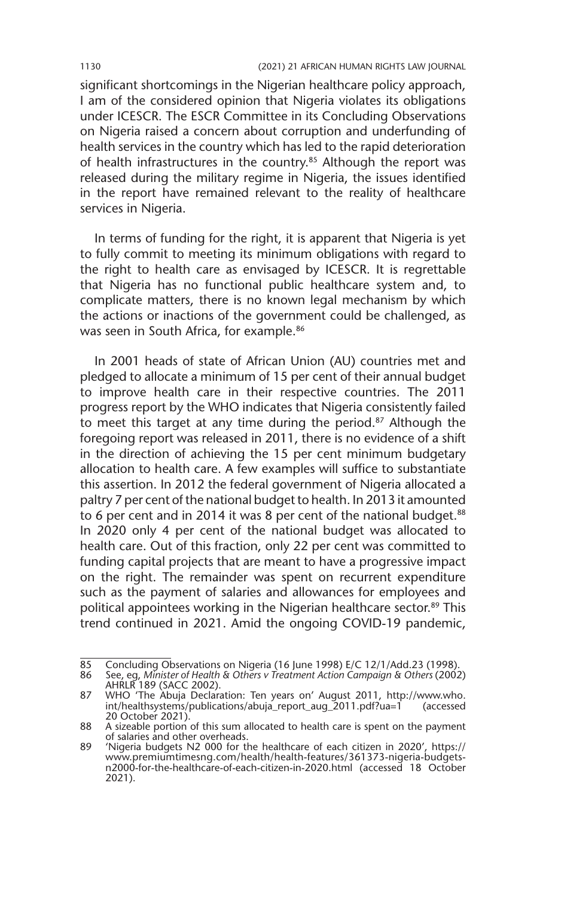significant shortcomings in the Nigerian healthcare policy approach, I am of the considered opinion that Nigeria violates its obligations under ICESCR. The ESCR Committee in its Concluding Observations on Nigeria raised a concern about corruption and underfunding of health services in the country which has led to the rapid deterioration of health infrastructures in the country.[85] Although the report was released during the military regime in Nigeria, the issues identified in the report have remained relevant to the reality of healthcare services in Nigeria.

In terms of funding for the right, it is apparent that Nigeria is yet to fully commit to meeting its minimum obligations with regard to the right to health care as envisaged by ICESCR. It is regrettable that Nigeria has no functional public healthcare system and, to complicate matters, there is no known legal mechanism by which the actions or inactions of the government could be challenged, as was seen in South Africa, for example.[86]

In 2001 heads of state of African Union (AU) countries met and pledged to allocate a minimum of 15 per cent of their annual budget to improve health care in their respective countries. The 2011 progress report by the WHO indicates that Nigeria consistently failed to meet this target at any time during the period.[87] Although the foregoing report was released in 2011, there is no evidence of a shift in the direction of achieving the 15 per cent minimum budgetary allocation to health care. A few examples will suffice to substantiate this assertion. In 2012 the federal government of Nigeria allocated a paltry 7 per cent of the national budget to health. In 2013 it amounted to 6 per cent and in 2014 it was 8 per cent of the national budget.[88] In 2020 only 4 per cent of the national budget was allocated to health care. Out of this fraction, only 22 per cent was committed to funding capital projects that are meant to have a progressive impact on the right. The remainder was spent on recurrent expenditure such as the payment of salaries and allowances for employees and political appointees working in the Nigerian healthcare sector.[89] This trend continued in 2021. Amid the ongoing COVID-19 pandemic,

---

85 Concluding Observations on Nigeria (16 June 1998) E/C 12/1/Add.23 (1998).

86 See, eg, *Minister of Health & Others v Treatment Action Campaign & Others* (2002) AHRLR 189 (SACC 2002).

87 WHO 'The Abuja Declaration: Ten years on' August 2011, http://www.who.int/healthsystems/publications/abuja_report_aug_2011.pdf?ua=1 (accessed 20 October 2021).

88 A sizeable portion of this sum allocated to health care is spent on the payment of salaries and other overheads.

89 'Nigeria budgets N2 000 for the healthcare of each citizen in 2020', https://www.premiumtimesng.com/health/health-features/361373-nigeria-budgets-n2000-for-the-healthcare-of-each-citizen-in-2020.html (accessed 18 October 2021).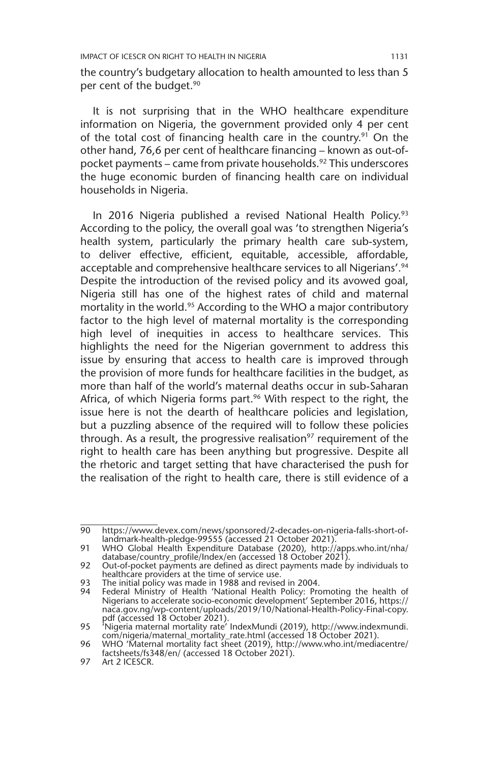the country's budgetary allocation to health amounted to less than 5 per cent of the budget.[90]

It is not surprising that in the WHO healthcare expenditure information on Nigeria, the government provided only 4 per cent of the total cost of financing health care in the country.[91] On the other hand, 76,6 per cent of healthcare financing – known as out-of-pocket payments – came from private households.[92] This underscores the huge economic burden of financing health care on individual households in Nigeria.

In 2016 Nigeria published a revised National Health Policy.[93] According to the policy, the overall goal was 'to strengthen Nigeria's health system, particularly the primary health care sub-system, to deliver effective, efficient, equitable, accessible, affordable, acceptable and comprehensive healthcare services to all Nigerians'.[94] Despite the introduction of the revised policy and its avowed goal, Nigeria still has one of the highest rates of child and maternal mortality in the world.[95] According to the WHO a major contributory factor to the high level of maternal mortality is the corresponding high level of inequities in access to healthcare services. This highlights the need for the Nigerian government to address this issue by ensuring that access to health care is improved through the provision of more funds for healthcare facilities in the budget, as more than half of the world's maternal deaths occur in sub-Saharan Africa, of which Nigeria forms part.[96] With respect to the right, the issue here is not the dearth of healthcare policies and legislation, but a puzzling absence of the required will to follow these policies through. As a result, the progressive realisation[97] requirement of the right to health care has been anything but progressive. Despite all the rhetoric and target setting that have characterised the push for the realisation of the right to health care, there is still evidence of a

---

90 https://www.devex.com/news/sponsored/2-decades-on-nigeria-falls-short-of-landmark-health-pledge-99555 (accessed 21 October 2021).

91 WHO Global Health Expenditure Database (2020), http://apps.who.int/nha/database/country_profile/Index/en (accessed 18 October 2021).

92 Out-of-pocket payments are defined as direct payments made by individuals to healthcare providers at the time of service use.

93 The initial policy was made in 1988 and revised in 2004.

94 Federal Ministry of Health 'National Health Policy: Promoting the health of Nigerians to accelerate socio-economic development' September 2016, https://naca.gov.ng/wp-content/uploads/2019/10/National-Health-Policy-Final-copy.pdf (accessed 18 October 2021).

95 'Nigeria maternal mortality rate' IndexMundi (2019), http://www.indexmundi.com/nigeria/maternal_mortality_rate.html (accessed 18 October 2021).

96 WHO 'Maternal mortality fact sheet (2019), http://www.who.int/mediacentre/factsheets/fs348/en/ (accessed 18 October 2021).

97 Art 2 ICESCR.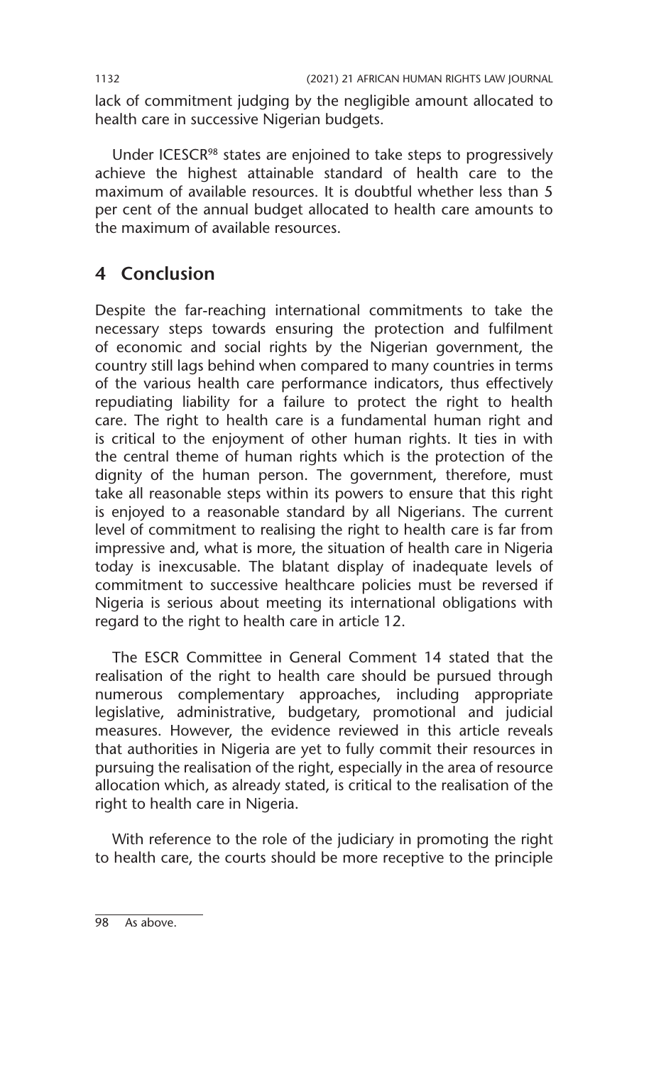lack of commitment judging by the negligible amount allocated to health care in successive Nigerian budgets.

Under ICESCR[98] states are enjoined to take steps to progressively achieve the highest attainable standard of health care to the maximum of available resources. It is doubtful whether less than 5 per cent of the annual budget allocated to health care amounts to the maximum of available resources.

## 4 Conclusion

Despite the far-reaching international commitments to take the necessary steps towards ensuring the protection and fulfilment of economic and social rights by the Nigerian government, the country still lags behind when compared to many countries in terms of the various health care performance indicators, thus effectively repudiating liability for a failure to protect the right to health care. The right to health care is a fundamental human right and is critical to the enjoyment of other human rights. It ties in with the central theme of human rights which is the protection of the dignity of the human person. The government, therefore, must take all reasonable steps within its powers to ensure that this right is enjoyed to a reasonable standard by all Nigerians. The current level of commitment to realising the right to health care is far from impressive and, what is more, the situation of health care in Nigeria today is inexcusable. The blatant display of inadequate levels of commitment to successive healthcare policies must be reversed if Nigeria is serious about meeting its international obligations with regard to the right to health care in article 12.

The ESCR Committee in General Comment 14 stated that the realisation of the right to health care should be pursued through numerous complementary approaches, including appropriate legislative, administrative, budgetary, promotional and judicial measures. However, the evidence reviewed in this article reveals that authorities in Nigeria are yet to fully commit their resources in pursuing the realisation of the right, especially in the area of resource allocation which, as already stated, is critical to the realisation of the right to health care in Nigeria.

With reference to the role of the judiciary in promoting the right to health care, the courts should be more receptive to the principle

---

98 As above.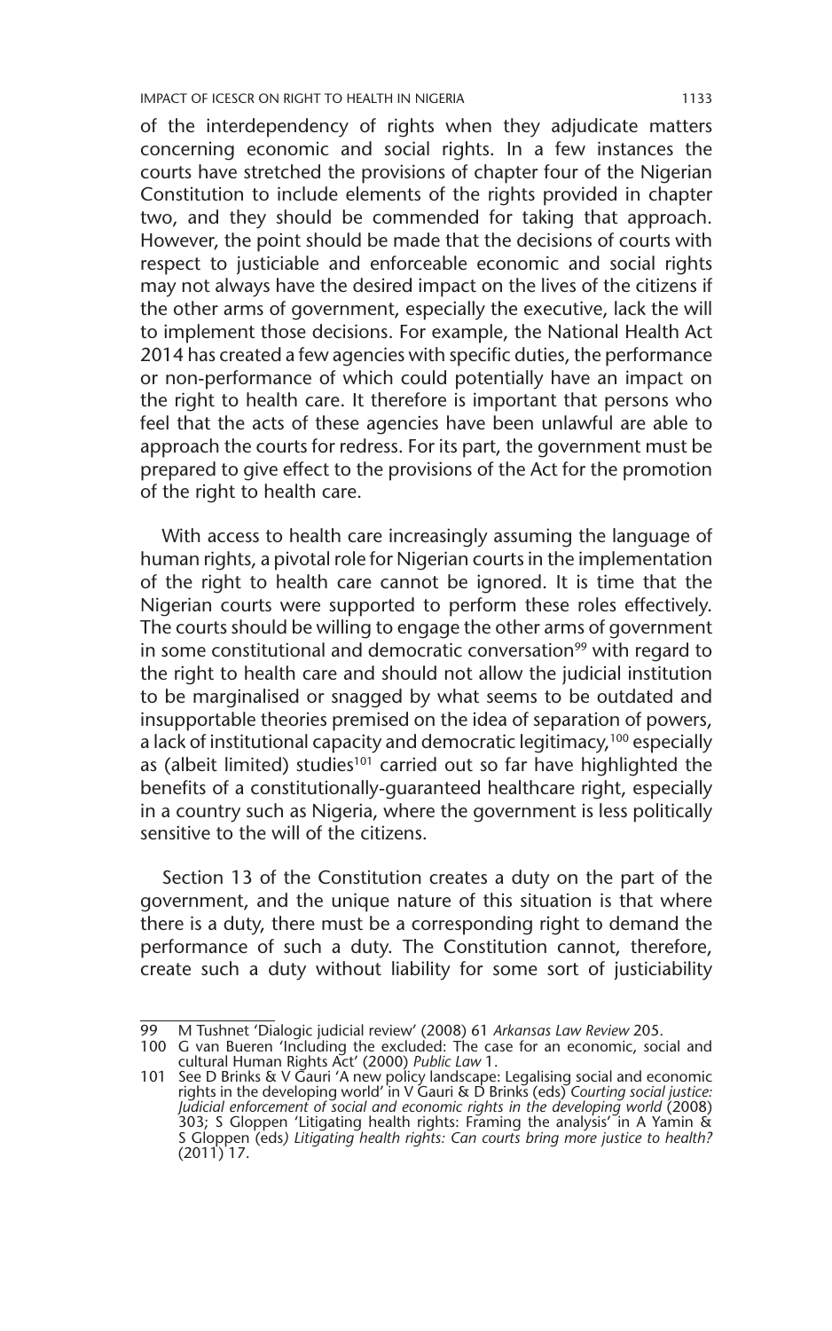of the interdependency of rights when they adjudicate matters concerning economic and social rights. In a few instances the courts have stretched the provisions of chapter four of the Nigerian Constitution to include elements of the rights provided in chapter two, and they should be commended for taking that approach. However, the point should be made that the decisions of courts with respect to justiciable and enforceable economic and social rights may not always have the desired impact on the lives of the citizens if the other arms of government, especially the executive, lack the will to implement those decisions. For example, the National Health Act 2014 has created a few agencies with specific duties, the performance or non-performance of which could potentially have an impact on the right to health care. It therefore is important that persons who feel that the acts of these agencies have been unlawful are able to approach the courts for redress. For its part, the government must be prepared to give effect to the provisions of the Act for the promotion of the right to health care.

With access to health care increasingly assuming the language of human rights, a pivotal role for Nigerian courts in the implementation of the right to health care cannot be ignored. It is time that the Nigerian courts were supported to perform these roles effectively. The courts should be willing to engage the other arms of government in some constitutional and democratic conversation[99] with regard to the right to health care and should not allow the judicial institution to be marginalised or snagged by what seems to be outdated and insupportable theories premised on the idea of separation of powers, a lack of institutional capacity and democratic legitimacy,[100] especially as (albeit limited) studies[101] carried out so far have highlighted the benefits of a constitutionally-guaranteed healthcare right, especially in a country such as Nigeria, where the government is less politically sensitive to the will of the citizens.

Section 13 of the Constitution creates a duty on the part of the government, and the unique nature of this situation is that where there is a duty, there must be a corresponding right to demand the performance of such a duty. The Constitution cannot, therefore, create such a duty without liability for some sort of justiciability

---

99 M Tushnet 'Dialogic judicial review' (2008) 61 *Arkansas Law Review* 205.

100 G van Bueren 'Including the excluded: The case for an economic, social and cultural Human Rights Act' (2000) *Public Law* 1.

101 See D Brinks & V Gauri 'A new policy landscape: Legalising social and economic rights in the developing world' in V Gauri & D Brinks (eds) *Courting social justice: Judicial enforcement of social and economic rights in the developing world* (2008) 303; S Gloppen 'Litigating health rights: Framing the analysis' in A Yamin & S Gloppen (eds) *Litigating health rights: Can courts bring more justice to health?* (2011) 17.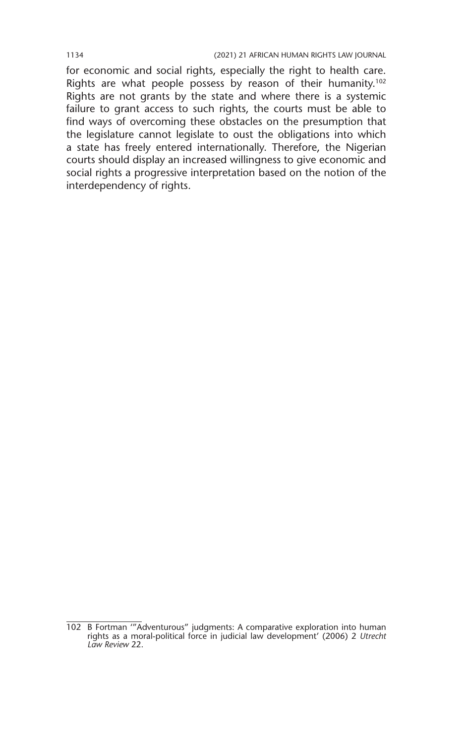for economic and social rights, especially the right to health care. Rights are what people possess by reason of their humanity.[102] Rights are not grants by the state and where there is a systemic failure to grant access to such rights, the courts must be able to find ways of overcoming these obstacles on the presumption that the legislature cannot legislate to oust the obligations into which a state has freely entered internationally. Therefore, the Nigerian courts should display an increased willingness to give economic and social rights a progressive interpretation based on the notion of the interdependency of rights.

---

102 B Fortman '"Adventurous" judgments: A comparative exploration into human rights as a moral-political force in judicial law development' (2006) 2 *Utrecht Law Review* 22.